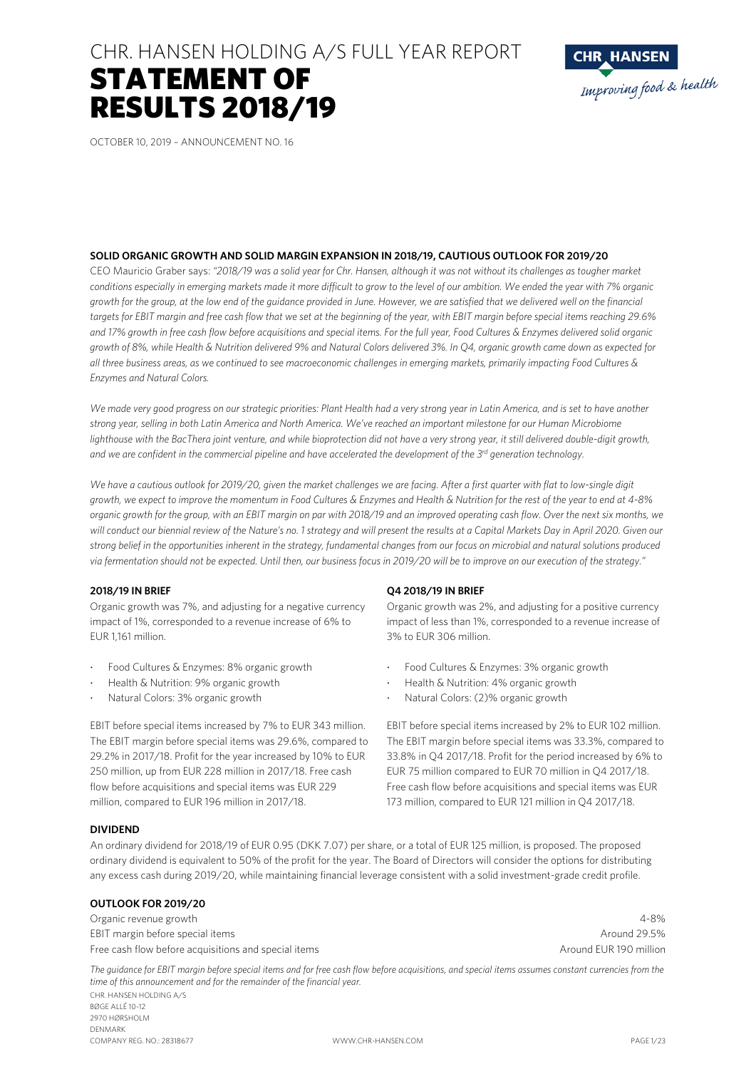CHR. HANSEN HOLDING A/S FULL YEAR REPORT

# STATEMENT OF RESULTS 2018/19

OCTOBER 10, 2019 – ANNOUNCEMENT NO. 16

## SOLID ORGANIC GROWTH AND SOLID MARGIN EXPANSION IN 2018/19, CAUTIOUS OUTLOOK FOR 2019/20

CEO Mauricio Graber says: *"2018/19 was a solid year for Chr. Hansen, although it was not without its challenges as tougher market conditions especially in emerging markets made it more difficult to grow to the level of our ambition. We ended the year with 7% organic growth for the group, at the low end of the guidance provided in June. However, we are satisfied that we delivered well on the financial targets for EBIT margin and free cash flow that we set at the beginning of the year, with EBIT margin before special items reaching 29.6% and 17% growth in free cash flow before acquisitions and special items. For the full year, Food Cultures & Enzymes delivered solid organic growth of 8%, while Health & Nutrition delivered 9% and Natural Colors delivered 3%. In Q4, organic growth came down as expected for all three business areas, as we continued to see macroeconomic challenges in emerging markets, primarily impacting Food Cultures & Enzymes and Natural Colors.*

*We made very good progress on our strategic priorities: Plant Health had a very strong year in Latin America, and is set to have another strong year, selling in both Latin America and North America. We've reached an important milestone for our Human Microbiome lighthouse with the BacThera joint venture, and while bioprotection did not have a very strong year, it still delivered double-digit growth, and we are confident in the commercial pipeline and have accelerated the development of the 3rd generation technology.*

*We have a cautious outlook for 2019/20, given the market challenges we are facing. After a first quarter with flat to low-single digit growth, we expect to improve the momentum in Food Cultures & Enzymes and Health & Nutrition for the rest of the year to end at 4-8% organic growth for the group, with an EBIT margin on par with 2018/19 and an improved operating cash flow. Over the next six months, we will conduct our biennial review of the Nature's no. 1 strategy and will present the results at a Capital Markets Day in April 2020. Given our strong belief in the opportunities inherent in the strategy, fundamental changes from our focus on microbial and natural solutions produced via fermentation should not be expected. Until then, our business focus in 2019/20 will be to improve on our execution of the strategy."*

### 2018/19 IN BRIEF

Organic growth was 7%, and adjusting for a negative currency impact of 1%, corresponded to a revenue increase of 6% to EUR 1,161 million.

- Food Cultures & Enzymes: 8% organic growth
- Health & Nutrition: 9% organic growth
- Natural Colors: 3% organic growth

EBIT before special items increased by 7% to EUR 343 million. The EBIT margin before special items was 29.6%, compared to 29.2% in 2017/18. Profit for the year increased by 10% to EUR 250 million, up from EUR 228 million in 2017/18. Free cash flow before acquisitions and special items was EUR 229 million, compared to EUR 196 million in 2017/18.

### Q4 2018/19 IN BRIEF

Organic growth was 2%, and adjusting for a positive currency impact of less than 1%, corresponded to a revenue increase of 3% to EUR 306 million.

- Food Cultures & Enzymes: 3% organic growth
- Health & Nutrition: 4% organic growth
- Natural Colors: (2)% organic growth

EBIT before special items increased by 2% to EUR 102 million. The EBIT margin before special items was 33.3%, compared to 33.8% in Q4 2017/18. Profit for the period increased by 6% to EUR 75 million compared to EUR 70 million in Q4 2017/18. Free cash flow before acquisitions and special items was EUR 173 million, compared to EUR 121 million in Q4 2017/18.

### DIVIDEND

An ordinary dividend for 2018/19 of EUR 0.95 (DKK 7.07) per share, or a total of EUR 125 million, is proposed. The proposed ordinary dividend is equivalent to 50% of the profit for the year. The Board of Directors will consider the options for distributing any excess cash during 2019/20, while maintaining financial leverage consistent with a solid investment-grade credit profile.

### OUTLOOK FOR 2019/20

| | |
|---|---|
| Organic revenue growth | 4-8% |
| EBIT margin before special items | Around 29.5% |
| Free cash flow before acquisitions and special items | Around EUR 190 million |

*The guidance for EBIT margin before special items and for free cash flow before acquisitions, and special items assumes constant currencies from the time of this announcement and for the remainder of the financial year.*

CHR. HANSEN HOLDING A/S
BØGE ALLÉ 10-12
2970 HØRSHOLM
DENMARK
COMPANY REG. NO.: 28318677
WWW.CHR-HANSEN.COM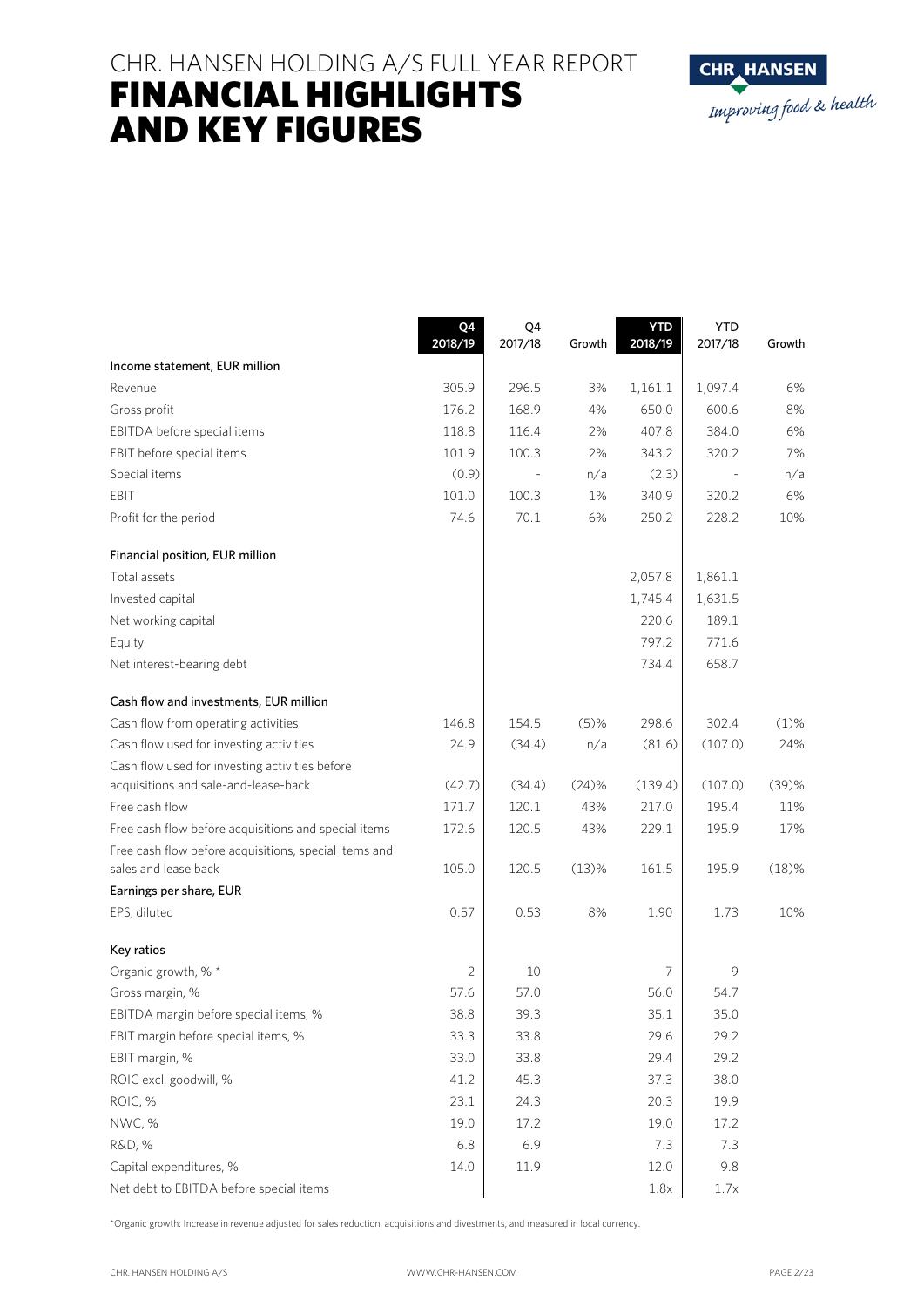# CHR. HANSEN HOLDING A/S FULL YEAR REPORT

# FINANCIAL HIGHLIGHTS AND KEY FIGURES

| | Q4 2018/19 | Q4 2017/18 | Growth | YTD 2018/19 | YTD 2017/18 | Growth |
|---|---|---|---|---|---|---|
| **Income statement, EUR million** | | | | | | |
| Revenue | 305.9 | 296.5 | 3% | 1,161.1 | 1,097.4 | 6% |
| Gross profit | 176.2 | 168.9 | 4% | 650.0 | 600.6 | 8% |
| EBITDA before special items | 118.8 | 116.4 | 2% | 407.8 | 384.0 | 6% |
| EBIT before special items | 101.9 | 100.3 | 2% | 343.2 | 320.2 | 7% |
| Special items | (0.9) | - | n/a | (2.3) | - | n/a |
| EBIT | 101.0 | 100.3 | 1% | 340.9 | 320.2 | 6% |
| Profit for the period | 74.6 | 70.1 | 6% | 250.2 | 228.2 | 10% |
| **Financial position, EUR million** | | | | | | |
| Total assets | | | | 2,057.8 | 1,861.1 | |
| Invested capital | | | | 1,745.4 | 1,631.5 | |
| Net working capital | | | | 220.6 | 189.1 | |
| Equity | | | | 797.2 | 771.6 | |
| Net interest-bearing debt | | | | 734.4 | 658.7 | |
| **Cash flow and investments, EUR million** | | | | | | |
| Cash flow from operating activities | 146.8 | 154.5 | (5)% | 298.6 | 302.4 | (1)% |
| Cash flow used for investing activities | 24.9 | (34.4) | n/a | (81.6) | (107.0) | 24% |
| Cash flow used for investing activities before acquisitions and sale-and-lease-back | (42.7) | (34.4) | (24)% | (139.4) | (107.0) | (39)% |
| Free cash flow | 171.7 | 120.1 | 43% | 217.0 | 195.4 | 11% |
| Free cash flow before acquisitions and special items | 172.6 | 120.5 | 43% | 229.1 | 195.9 | 17% |
| Free cash flow before acquisitions, special items and sales and lease back | 105.0 | 120.5 | (13)% | 161.5 | 195.9 | (18)% |
| **Earnings per share, EUR** | | | | | | |
| EPS, diluted | 0.57 | 0.53 | 8% | 1.90 | 1.73 | 10% |
| **Key ratios** | | | | | | |
| Organic growth, % * | 2 | 10 | | 7 | 9 | |
| Gross margin, % | 57.6 | 57.0 | | 56.0 | 54.7 | |
| EBITDA margin before special items, % | 38.8 | 39.3 | | 35.1 | 35.0 | |
| EBIT margin before special items, % | 33.3 | 33.8 | | 29.6 | 29.2 | |
| EBIT margin, % | 33.0 | 33.8 | | 29.4 | 29.2 | |
| ROIC excl. goodwill, % | 41.2 | 45.3 | | 37.3 | 38.0 | |
| ROIC, % | 23.1 | 24.3 | | 20.3 | 19.9 | |
| NWC, % | 19.0 | 17.2 | | 19.0 | 17.2 | |
| R&D, % | 6.8 | 6.9 | | 7.3 | 7.3 | |
| Capital expenditures, % | 14.0 | 11.9 | | 12.0 | 9.8 | |
| Net debt to EBITDA before special items | | | | 1.8x | 1.7x | |

*Organic growth: Increase in revenue adjusted for sales reduction, acquisitions and divestments, and measured in local currency.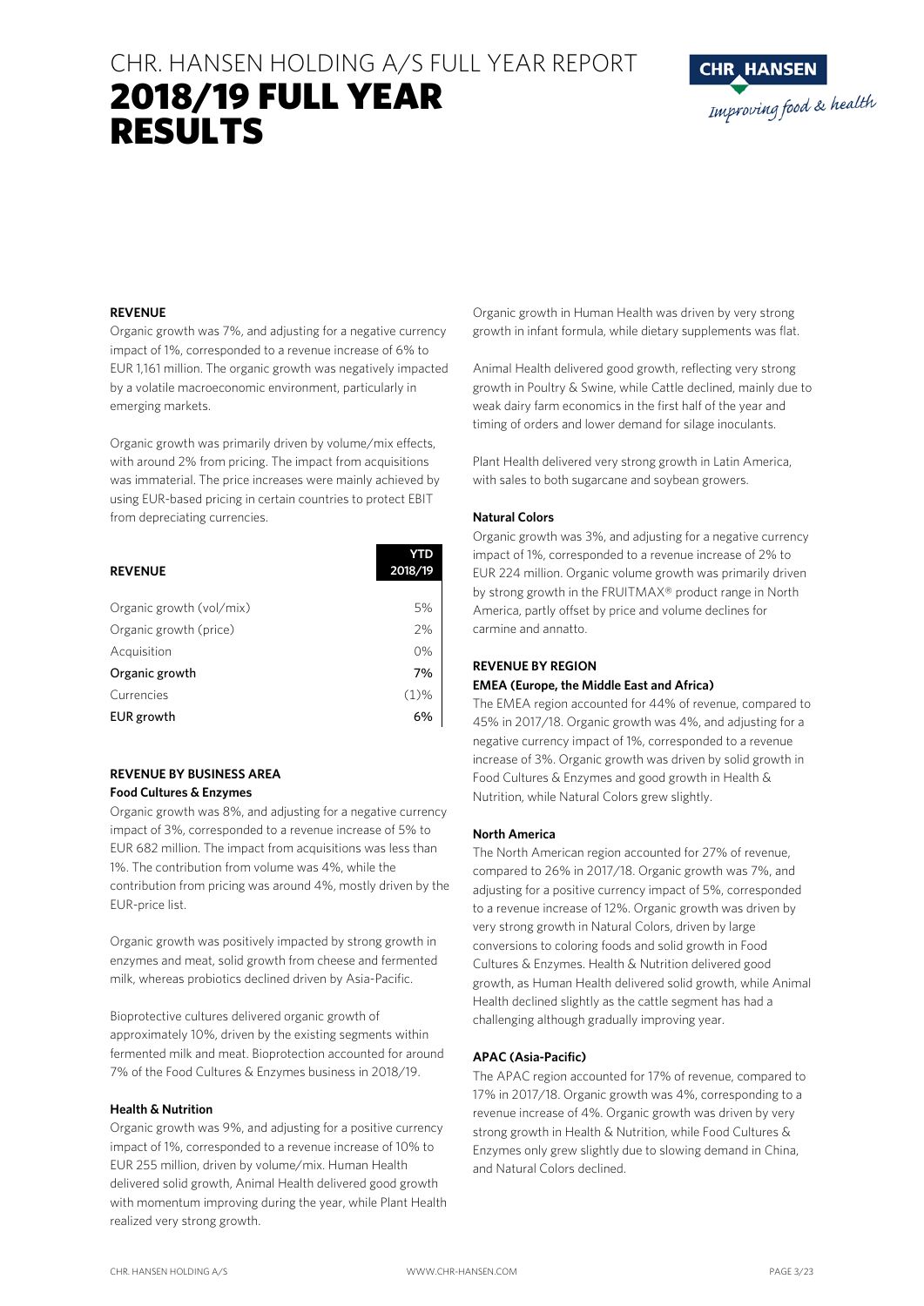# CHR. HANSEN HOLDING A/S FULL YEAR REPORT

# 2018/19 FULL YEAR RESULTS

## REVENUE

Organic growth was 7%, and adjusting for a negative currency impact of 1%, corresponded to a revenue increase of 6% to EUR 1,161 million. The organic growth was negatively impacted by a volatile macroeconomic environment, particularly in emerging markets.

Organic growth was primarily driven by volume/mix effects, with around 2% from pricing. The impact from acquisitions was immaterial. The price increases were mainly achieved by using EUR-based pricing in certain countries to protect EBIT from depreciating currencies.

| REVENUE | YTD 2018/19 |
|---|---|
| Organic growth (vol/mix) | 5% |
| Organic growth (price) | 2% |
| Acquisition | 0% |
| **Organic growth** | **7%** |
| Currencies | (1)% |
| **EUR growth** | **6%** |

## REVENUE BY BUSINESS AREA

### Food Cultures & Enzymes

Organic growth was 8%, and adjusting for a negative currency impact of 3%, corresponded to a revenue increase of 5% to EUR 682 million. The impact from acquisitions was less than 1%. The contribution from volume was 4%, while the contribution from pricing was around 4%, mostly driven by the EUR-price list.

Organic growth was positively impacted by strong growth in enzymes and meat, solid growth from cheese and fermented milk, whereas probiotics declined driven by Asia-Pacific.

Bioprotective cultures delivered organic growth of approximately 10%, driven by the existing segments within fermented milk and meat. Bioprotection accounted for around 7% of the Food Cultures & Enzymes business in 2018/19.

### Health & Nutrition

Organic growth was 9%, and adjusting for a positive currency impact of 1%, corresponded to a revenue increase of 10% to EUR 255 million, driven by volume/mix. Human Health delivered solid growth, Animal Health delivered good growth with momentum improving during the year, while Plant Health realized very strong growth.

Organic growth in Human Health was driven by very strong growth in infant formula, while dietary supplements was flat.

Animal Health delivered good growth, reflecting very strong growth in Poultry & Swine, while Cattle declined, mainly due to weak dairy farm economics in the first half of the year and timing of orders and lower demand for silage inoculants.

Plant Health delivered very strong growth in Latin America, with sales to both sugarcane and soybean growers.

### Natural Colors

Organic growth was 3%, and adjusting for a negative currency impact of 1%, corresponded to a revenue increase of 2% to EUR 224 million. Organic volume growth was primarily driven by strong growth in the FRUITMAX® product range in North America, partly offset by price and volume declines for carmine and annatto.

## REVENUE BY REGION

### EMEA (Europe, the Middle East and Africa)

The EMEA region accounted for 44% of revenue, compared to 45% in 2017/18. Organic growth was 4%, and adjusting for a negative currency impact of 1%, corresponded to a revenue increase of 3%. Organic growth was driven by solid growth in Food Cultures & Enzymes and good growth in Health & Nutrition, while Natural Colors grew slightly.

### North America

The North American region accounted for 27% of revenue, compared to 26% in 2017/18. Organic growth was 7%, and adjusting for a positive currency impact of 5%, corresponded to a revenue increase of 12%. Organic growth was driven by very strong growth in Natural Colors, driven by large conversions to coloring foods and solid growth in Food Cultures & Enzymes. Health & Nutrition delivered good growth, as Human Health delivered solid growth, while Animal Health declined slightly as the cattle segment has had a challenging although gradually improving year.

### APAC (Asia-Pacific)

The APAC region accounted for 17% of revenue, compared to 17% in 2017/18. Organic growth was 4%, corresponding to a revenue increase of 4%. Organic growth was driven by very strong growth in Health & Nutrition, while Food Cultures & Enzymes only grew slightly due to slowing demand in China, and Natural Colors declined.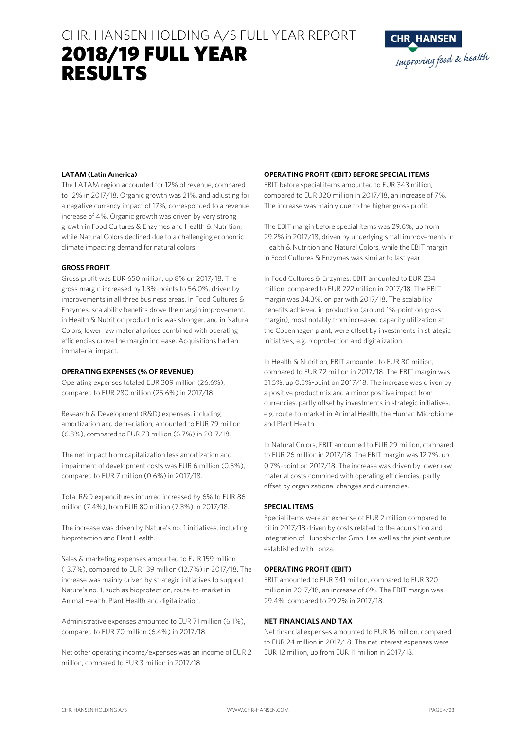#### LATAM (Latin America)

The LATAM region accounted for 12% of revenue, compared to 12% in 2017/18. Organic growth was 21%, and adjusting for a negative currency impact of 17%, corresponded to a revenue increase of 4%. Organic growth was driven by very strong growth in Food Cultures & Enzymes and Health & Nutrition, while Natural Colors declined due to a challenging economic climate impacting demand for natural colors.

#### GROSS PROFIT

Gross profit was EUR 650 million, up 8% on 2017/18. The gross margin increased by 1.3%-points to 56.0%, driven by improvements in all three business areas. In Food Cultures & Enzymes, scalability benefits drove the margin improvement, in Health & Nutrition product mix was stronger, and in Natural Colors, lower raw material prices combined with operating efficiencies drove the margin increase. Acquisitions had an immaterial impact.

#### OPERATING EXPENSES (% OF REVENUE)

Operating expenses totaled EUR 309 million (26.6%), compared to EUR 280 million (25.6%) in 2017/18.

Research & Development (R&D) expenses, including amortization and depreciation, amounted to EUR 79 million (6.8%), compared to EUR 73 million (6.7%) in 2017/18.

The net impact from capitalization less amortization and impairment of development costs was EUR 6 million (0.5%), compared to EUR 7 million (0.6%) in 2017/18.

Total R&D expenditures incurred increased by 6% to EUR 86 million (7.4%), from EUR 80 million (7.3%) in 2017/18.

The increase was driven by Nature's no. 1 initiatives, including bioprotection and Plant Health.

Sales & marketing expenses amounted to EUR 159 million (13.7%), compared to EUR 139 million (12.7%) in 2017/18. The increase was mainly driven by strategic initiatives to support Nature's no. 1, such as bioprotection, route-to-market in Animal Health, Plant Health and digitalization.

Administrative expenses amounted to EUR 71 million (6.1%), compared to EUR 70 million (6.4%) in 2017/18.

Net other operating income/expenses was an income of EUR 2 million, compared to EUR 3 million in 2017/18.

#### OPERATING PROFIT (EBIT) BEFORE SPECIAL ITEMS

EBIT before special items amounted to EUR 343 million, compared to EUR 320 million in 2017/18, an increase of 7%. The increase was mainly due to the higher gross profit.

The EBIT margin before special items was 29.6%, up from 29.2% in 2017/18, driven by underlying small improvements in Health & Nutrition and Natural Colors, while the EBIT margin in Food Cultures & Enzymes was similar to last year.

In Food Cultures & Enzymes, EBIT amounted to EUR 234 million, compared to EUR 222 million in 2017/18. The EBIT margin was 34.3%, on par with 2017/18. The scalability benefits achieved in production (around 1%-point on gross margin), most notably from increased capacity utilization at the Copenhagen plant, were offset by investments in strategic initiatives, e.g. bioprotection and digitalization.

In Health & Nutrition, EBIT amounted to EUR 80 million, compared to EUR 72 million in 2017/18. The EBIT margin was 31.5%, up 0.5%-point on 2017/18. The increase was driven by a positive product mix and a minor positive impact from currencies, partly offset by investments in strategic initiatives, e.g. route-to-market in Animal Health, the Human Microbiome and Plant Health.

In Natural Colors, EBIT amounted to EUR 29 million, compared to EUR 26 million in 2017/18. The EBIT margin was 12.7%, up 0.7%-point on 2017/18. The increase was driven by lower raw material costs combined with operating efficiencies, partly offset by organizational changes and currencies.

#### SPECIAL ITEMS

Special items were an expense of EUR 2 million compared to nil in 2017/18 driven by costs related to the acquisition and integration of Hundsbichler GmbH as well as the joint venture established with Lonza.

#### OPERATING PROFIT (EBIT)

EBIT amounted to EUR 341 million, compared to EUR 320 million in 2017/18, an increase of 6%. The EBIT margin was 29.4%, compared to 29.2% in 2017/18.

#### NET FINANCIALS AND TAX

Net financial expenses amounted to EUR 16 million, compared to EUR 24 million in 2017/18. The net interest expenses were EUR 12 million, up from EUR 11 million in 2017/18.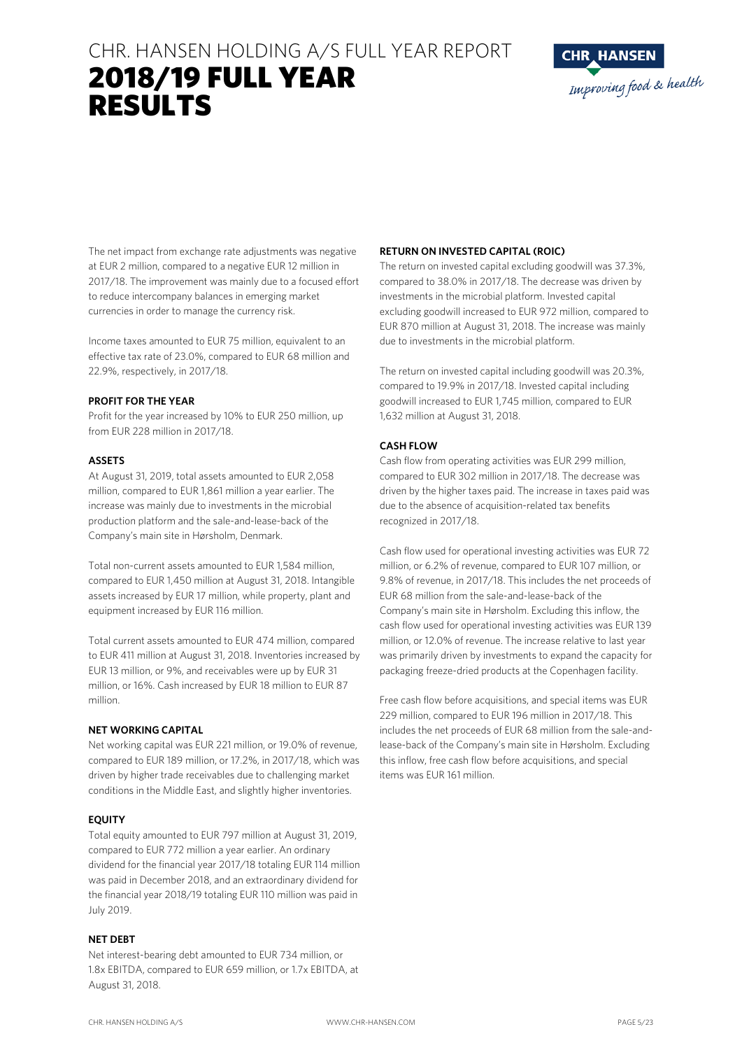The net impact from exchange rate adjustments was negative at EUR 2 million, compared to a negative EUR 12 million in 2017/18. The improvement was mainly due to a focused effort to reduce intercompany balances in emerging market currencies in order to manage the currency risk.

Income taxes amounted to EUR 75 million, equivalent to an effective tax rate of 23.0%, compared to EUR 68 million and 22.9%, respectively, in 2017/18.

#### PROFIT FOR THE YEAR

Profit for the year increased by 10% to EUR 250 million, up from EUR 228 million in 2017/18.

#### ASSETS

At August 31, 2019, total assets amounted to EUR 2,058 million, compared to EUR 1,861 million a year earlier. The increase was mainly due to investments in the microbial production platform and the sale-and-lease-back of the Company's main site in Hørsholm, Denmark.

Total non-current assets amounted to EUR 1,584 million, compared to EUR 1,450 million at August 31, 2018. Intangible assets increased by EUR 17 million, while property, plant and equipment increased by EUR 116 million.

Total current assets amounted to EUR 474 million, compared to EUR 411 million at August 31, 2018. Inventories increased by EUR 13 million, or 9%, and receivables were up by EUR 31 million, or 16%. Cash increased by EUR 18 million to EUR 87 million.

#### NET WORKING CAPITAL

Net working capital was EUR 221 million, or 19.0% of revenue, compared to EUR 189 million, or 17.2%, in 2017/18, which was driven by higher trade receivables due to challenging market conditions in the Middle East, and slightly higher inventories.

#### EQUITY

Total equity amounted to EUR 797 million at August 31, 2019, compared to EUR 772 million a year earlier. An ordinary dividend for the financial year 2017/18 totaling EUR 114 million was paid in December 2018, and an extraordinary dividend for the financial year 2018/19 totaling EUR 110 million was paid in July 2019.

#### NET DEBT

Net interest-bearing debt amounted to EUR 734 million, or 1.8x EBITDA, compared to EUR 659 million, or 1.7x EBITDA, at August 31, 2018.

#### RETURN ON INVESTED CAPITAL (ROIC)

The return on invested capital excluding goodwill was 37.3%, compared to 38.0% in 2017/18. The decrease was driven by investments in the microbial platform. Invested capital excluding goodwill increased to EUR 972 million, compared to EUR 870 million at August 31, 2018. The increase was mainly due to investments in the microbial platform.

The return on invested capital including goodwill was 20.3%, compared to 19.9% in 2017/18. Invested capital including goodwill increased to EUR 1,745 million, compared to EUR 1,632 million at August 31, 2018.

#### CASH FLOW

Cash flow from operating activities was EUR 299 million, compared to EUR 302 million in 2017/18. The decrease was driven by the higher taxes paid. The increase in taxes paid was due to the absence of acquisition-related tax benefits recognized in 2017/18.

Cash flow used for operational investing activities was EUR 72 million, or 6.2% of revenue, compared to EUR 107 million, or 9.8% of revenue, in 2017/18. This includes the net proceeds of EUR 68 million from the sale-and-lease-back of the Company's main site in Hørsholm. Excluding this inflow, the cash flow used for operational investing activities was EUR 139 million, or 12.0% of revenue. The increase relative to last year was primarily driven by investments to expand the capacity for packaging freeze-dried products at the Copenhagen facility.

Free cash flow before acquisitions, and special items was EUR 229 million, compared to EUR 196 million in 2017/18. This includes the net proceeds of EUR 68 million from the sale-and-lease-back of the Company's main site in Hørsholm. Excluding this inflow, free cash flow before acquisitions, and special items was EUR 161 million.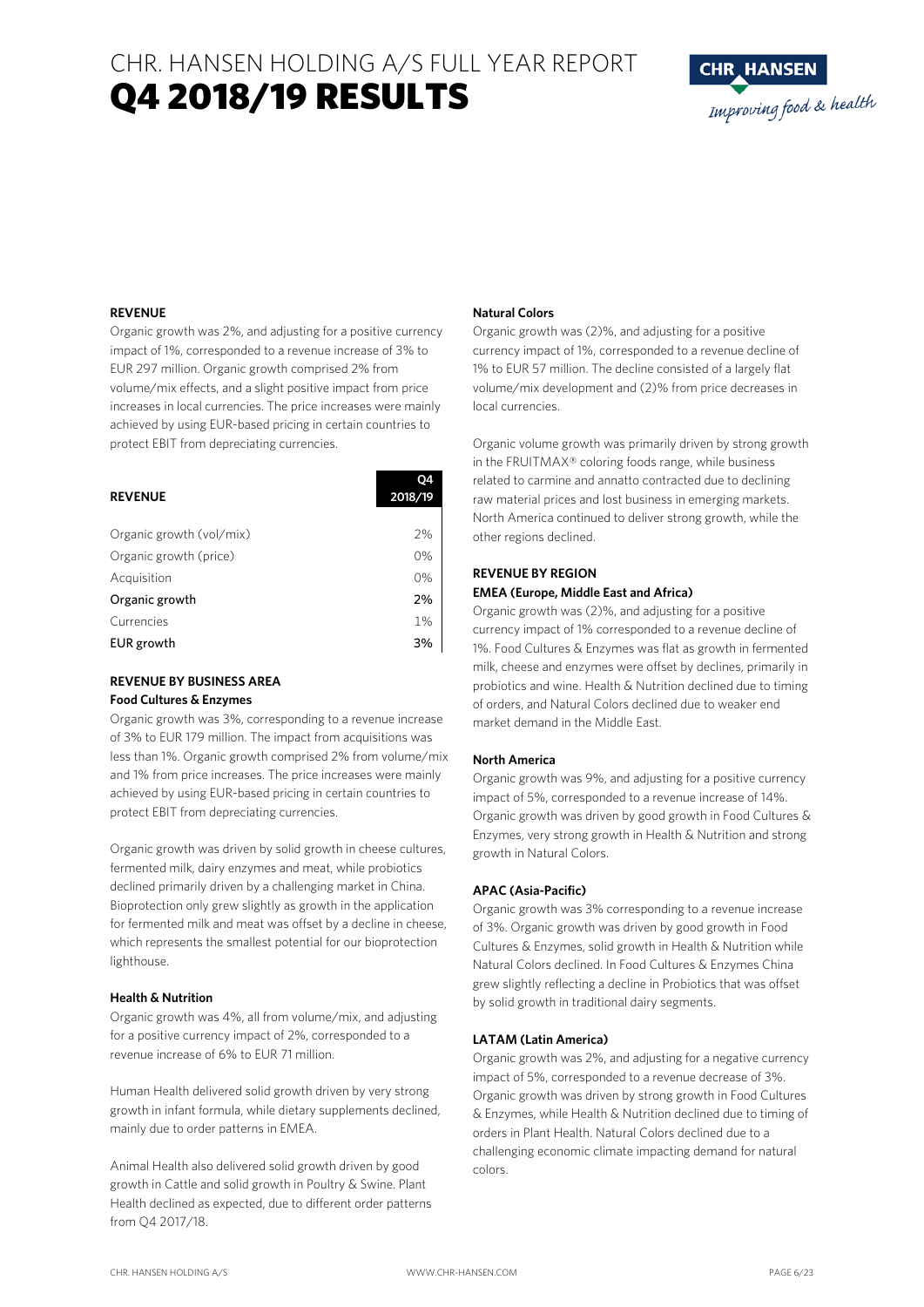## REVENUE

Organic growth was 2%, and adjusting for a positive currency impact of 1%, corresponded to a revenue increase of 3% to EUR 297 million. Organic growth comprised 2% from volume/mix effects, and a slight positive impact from price increases in local currencies. The price increases were mainly achieved by using EUR-based pricing in certain countries to protect EBIT from depreciating currencies.

| REVENUE | Q4 2018/19 |
|---|---|
| Organic growth (vol/mix) | 2% |
| Organic growth (price) | 0% |
| Acquisition | 0% |
| **Organic growth** | **2%** |
| Currencies | 1% |
| **EUR growth** | **3%** |

## REVENUE BY BUSINESS AREA

### Food Cultures & Enzymes

Organic growth was 3%, corresponding to a revenue increase of 3% to EUR 179 million. The impact from acquisitions was less than 1%. Organic growth comprised 2% from volume/mix and 1% from price increases. The price increases were mainly achieved by using EUR-based pricing in certain countries to protect EBIT from depreciating currencies.

Organic growth was driven by solid growth in cheese cultures, fermented milk, dairy enzymes and meat, while probiotics declined primarily driven by a challenging market in China. Bioprotection only grew slightly as growth in the application for fermented milk and meat was offset by a decline in cheese, which represents the smallest potential for our bioprotection lighthouse.

### Health & Nutrition

Organic growth was 4%, all from volume/mix, and adjusting for a positive currency impact of 2%, corresponded to a revenue increase of 6% to EUR 71 million.

Human Health delivered solid growth driven by very strong growth in infant formula, while dietary supplements declined, mainly due to order patterns in EMEA.

Animal Health also delivered solid growth driven by good growth in Cattle and solid growth in Poultry & Swine. Plant Health declined as expected, due to different order patterns from Q4 2017/18.

### Natural Colors

Organic growth was (2)%, and adjusting for a positive currency impact of 1%, corresponded to a revenue decline of 1% to EUR 57 million. The decline consisted of a largely flat volume/mix development and (2)% from price decreases in local currencies.

Organic volume growth was primarily driven by strong growth in the FRUITMAX® coloring foods range, while business related to carmine and annatto contracted due to declining raw material prices and lost business in emerging markets. North America continued to deliver strong growth, while the other regions declined.

## REVENUE BY REGION

### EMEA (Europe, Middle East and Africa)

Organic growth was (2)%, and adjusting for a positive currency impact of 1% corresponded to a revenue decline of 1%. Food Cultures & Enzymes was flat as growth in fermented milk, cheese and enzymes were offset by declines, primarily in probiotics and wine. Health & Nutrition declined due to timing of orders, and Natural Colors declined due to weaker end market demand in the Middle East.

### North America

Organic growth was 9%, and adjusting for a positive currency impact of 5%, corresponded to a revenue increase of 14%. Organic growth was driven by good growth in Food Cultures & Enzymes, very strong growth in Health & Nutrition and strong growth in Natural Colors.

### APAC (Asia-Pacific)

Organic growth was 3% corresponding to a revenue increase of 3%. Organic growth was driven by good growth in Food Cultures & Enzymes, solid growth in Health & Nutrition while Natural Colors declined. In Food Cultures & Enzymes China grew slightly reflecting a decline in Probiotics that was offset by solid growth in traditional dairy segments.

### LATAM (Latin America)

Organic growth was 2%, and adjusting for a negative currency impact of 5%, corresponded to a revenue decrease of 3%. Organic growth was driven by strong growth in Food Cultures & Enzymes, while Health & Nutrition declined due to timing of orders in Plant Health. Natural Colors declined due to a challenging economic climate impacting demand for natural colors.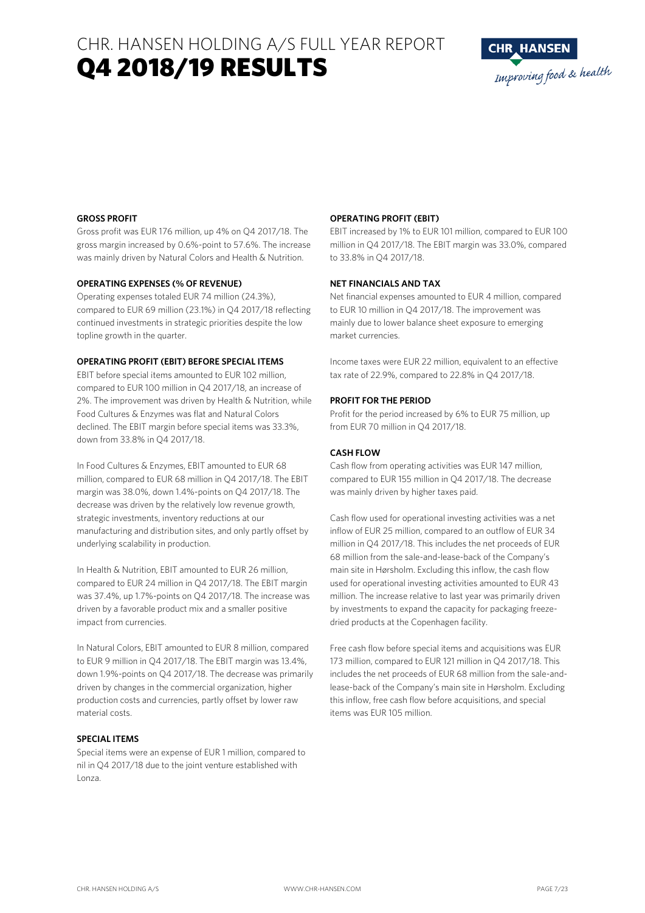### GROSS PROFIT

Gross profit was EUR 176 million, up 4% on Q4 2017/18. The gross margin increased by 0.6%-point to 57.6%. The increase was mainly driven by Natural Colors and Health & Nutrition.

### OPERATING EXPENSES (% OF REVENUE)

Operating expenses totaled EUR 74 million (24.3%), compared to EUR 69 million (23.1%) in Q4 2017/18 reflecting continued investments in strategic priorities despite the low topline growth in the quarter.

### OPERATING PROFIT (EBIT) BEFORE SPECIAL ITEMS

EBIT before special items amounted to EUR 102 million, compared to EUR 100 million in Q4 2017/18, an increase of 2%. The improvement was driven by Health & Nutrition, while Food Cultures & Enzymes was flat and Natural Colors declined. The EBIT margin before special items was 33.3%, down from 33.8% in Q4 2017/18.

In Food Cultures & Enzymes, EBIT amounted to EUR 68 million, compared to EUR 68 million in Q4 2017/18. The EBIT margin was 38.0%, down 1.4%-points on Q4 2017/18. The decrease was driven by the relatively low revenue growth, strategic investments, inventory reductions at our manufacturing and distribution sites, and only partly offset by underlying scalability in production.

In Health & Nutrition, EBIT amounted to EUR 26 million, compared to EUR 24 million in Q4 2017/18. The EBIT margin was 37.4%, up 1.7%-points on Q4 2017/18. The increase was driven by a favorable product mix and a smaller positive impact from currencies.

In Natural Colors, EBIT amounted to EUR 8 million, compared to EUR 9 million in Q4 2017/18. The EBIT margin was 13.4%, down 1.9%-points on Q4 2017/18. The decrease was primarily driven by changes in the commercial organization, higher production costs and currencies, partly offset by lower raw material costs.

### SPECIAL ITEMS

Special items were an expense of EUR 1 million, compared to nil in Q4 2017/18 due to the joint venture established with Lonza.

### OPERATING PROFIT (EBIT)

EBIT increased by 1% to EUR 101 million, compared to EUR 100 million in Q4 2017/18. The EBIT margin was 33.0%, compared to 33.8% in Q4 2017/18.

### NET FINANCIALS AND TAX

Net financial expenses amounted to EUR 4 million, compared to EUR 10 million in Q4 2017/18. The improvement was mainly due to lower balance sheet exposure to emerging market currencies.

Income taxes were EUR 22 million, equivalent to an effective tax rate of 22.9%, compared to 22.8% in Q4 2017/18.

### PROFIT FOR THE PERIOD

Profit for the period increased by 6% to EUR 75 million, up from EUR 70 million in Q4 2017/18.

### CASH FLOW

Cash flow from operating activities was EUR 147 million, compared to EUR 155 million in Q4 2017/18. The decrease was mainly driven by higher taxes paid.

Cash flow used for operational investing activities was a net inflow of EUR 25 million, compared to an outflow of EUR 34 million in Q4 2017/18. This includes the net proceeds of EUR 68 million from the sale-and-lease-back of the Company's main site in Hørsholm. Excluding this inflow, the cash flow used for operational investing activities amounted to EUR 43 million. The increase relative to last year was primarily driven by investments to expand the capacity for packaging freeze-dried products at the Copenhagen facility.

Free cash flow before special items and acquisitions was EUR 173 million, compared to EUR 121 million in Q4 2017/18. This includes the net proceeds of EUR 68 million from the sale-and-lease-back of the Company's main site in Hørsholm. Excluding this inflow, free cash flow before acquisitions, and special items was EUR 105 million.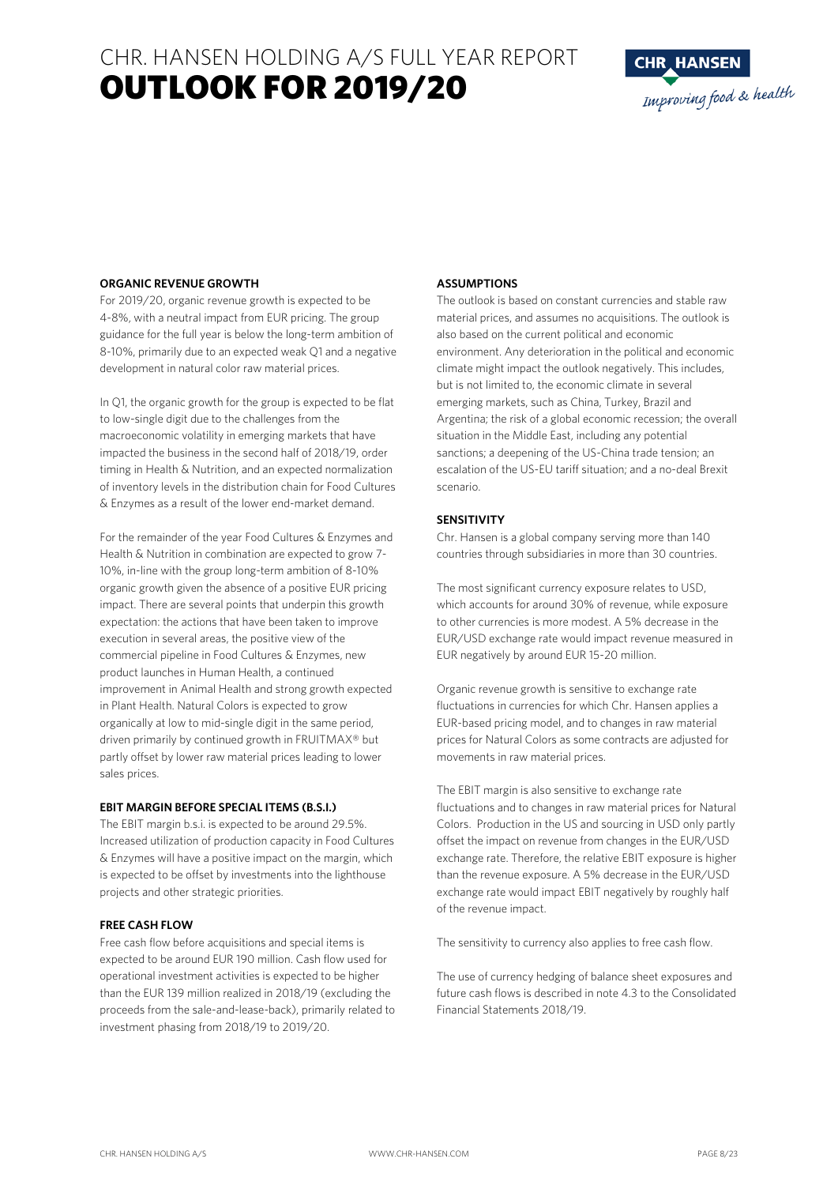# CHR. HANSEN HOLDING A/S FULL YEAR REPORT
# OUTLOOK FOR 2019/20

## ORGANIC REVENUE GROWTH

For 2019/20, organic revenue growth is expected to be 4-8%, with a neutral impact from EUR pricing. The group guidance for the full year is below the long-term ambition of 8-10%, primarily due to an expected weak Q1 and a negative development in natural color raw material prices.

In Q1, the organic growth for the group is expected to be flat to low-single digit due to the challenges from the macroeconomic volatility in emerging markets that have impacted the business in the second half of 2018/19, order timing in Health & Nutrition, and an expected normalization of inventory levels in the distribution chain for Food Cultures & Enzymes as a result of the lower end-market demand.

For the remainder of the year Food Cultures & Enzymes and Health & Nutrition in combination are expected to grow 7-10%, in-line with the group long-term ambition of 8-10% organic growth given the absence of a positive EUR pricing impact. There are several points that underpin this growth expectation: the actions that have been taken to improve execution in several areas, the positive view of the commercial pipeline in Food Cultures & Enzymes, new product launches in Human Health, a continued improvement in Animal Health and strong growth expected in Plant Health. Natural Colors is expected to grow organically at low to mid-single digit in the same period, driven primarily by continued growth in FRUITMAX® but partly offset by lower raw material prices leading to lower sales prices.

## EBIT MARGIN BEFORE SPECIAL ITEMS (B.S.I.)

The EBIT margin b.s.i. is expected to be around 29.5%. Increased utilization of production capacity in Food Cultures & Enzymes will have a positive impact on the margin, which is expected to be offset by investments into the lighthouse projects and other strategic priorities.

## FREE CASH FLOW

Free cash flow before acquisitions and special items is expected to be around EUR 190 million. Cash flow used for operational investment activities is expected to be higher than the EUR 139 million realized in 2018/19 (excluding the proceeds from the sale-and-lease-back), primarily related to investment phasing from 2018/19 to 2019/20.

## ASSUMPTIONS

The outlook is based on constant currencies and stable raw material prices, and assumes no acquisitions. The outlook is also based on the current political and economic environment. Any deterioration in the political and economic climate might impact the outlook negatively. This includes, but is not limited to, the economic climate in several emerging markets, such as China, Turkey, Brazil and Argentina; the risk of a global economic recession; the overall situation in the Middle East, including any potential sanctions; a deepening of the US-China trade tension; an escalation of the US-EU tariff situation; and a no-deal Brexit scenario.

## SENSITIVITY

Chr. Hansen is a global company serving more than 140 countries through subsidiaries in more than 30 countries.

The most significant currency exposure relates to USD, which accounts for around 30% of revenue, while exposure to other currencies is more modest. A 5% decrease in the EUR/USD exchange rate would impact revenue measured in EUR negatively by around EUR 15-20 million.

Organic revenue growth is sensitive to exchange rate fluctuations in currencies for which Chr. Hansen applies a EUR-based pricing model, and to changes in raw material prices for Natural Colors as some contracts are adjusted for movements in raw material prices.

The EBIT margin is also sensitive to exchange rate fluctuations and to changes in raw material prices for Natural Colors. Production in the US and sourcing in USD only partly offset the impact on revenue from changes in the EUR/USD exchange rate. Therefore, the relative EBIT exposure is higher than the revenue exposure. A 5% decrease in the EUR/USD exchange rate would impact EBIT negatively by roughly half of the revenue impact.

The sensitivity to currency also applies to free cash flow.

The use of currency hedging of balance sheet exposures and future cash flows is described in note 4.3 to the Consolidated Financial Statements 2018/19.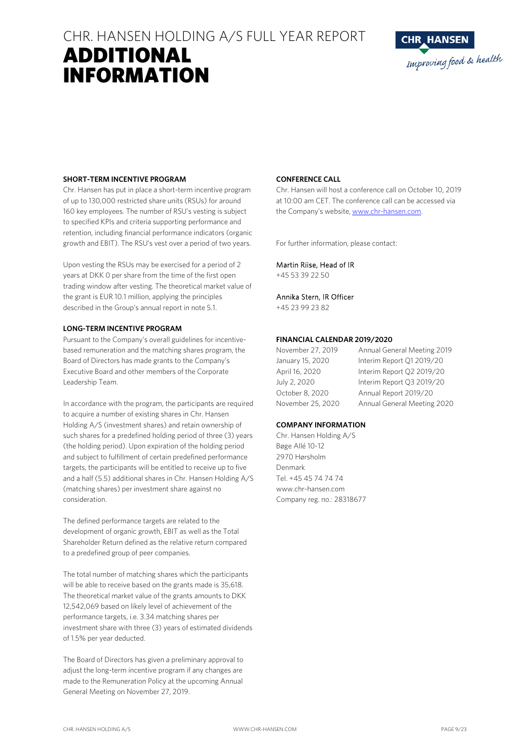# CHR. HANSEN HOLDING A/S FULL YEAR REPORT
# ADDITIONAL INFORMATION

**SHORT-TERM INCENTIVE PROGRAM**

Chr. Hansen has put in place a short-term incentive program of up to 130,000 restricted share units (RSUs) for around 160 key employees. The number of RSU's vesting is subject to specified KPIs and criteria supporting performance and retention, including financial performance indicators (organic growth and EBIT). The RSU's vest over a period of two years.

Upon vesting the RSUs may be exercised for a period of 2 years at DKK 0 per share from the time of the first open trading window after vesting. The theoretical market value of the grant is EUR 10.1 million, applying the principles described in the Group's annual report in note 5.1.

**LONG-TERM INCENTIVE PROGRAM**

Pursuant to the Company's overall guidelines for incentive-based remuneration and the matching shares program, the Board of Directors has made grants to the Company's Executive Board and other members of the Corporate Leadership Team.

In accordance with the program, the participants are required to acquire a number of existing shares in Chr. Hansen Holding A/S (investment shares) and retain ownership of such shares for a predefined holding period of three (3) years (the holding period). Upon expiration of the holding period and subject to fulfillment of certain predefined performance targets, the participants will be entitled to receive up to five and a half (5.5) additional shares in Chr. Hansen Holding A/S (matching shares) per investment share against no consideration.

The defined performance targets are related to the development of organic growth, EBIT as well as the Total Shareholder Return defined as the relative return compared to a predefined group of peer companies.

The total number of matching shares which the participants will be able to receive based on the grants made is 35,618. The theoretical market value of the grants amounts to DKK 12,542,069 based on likely level of achievement of the performance targets, i.e. 3.34 matching shares per investment share with three (3) years of estimated dividends of 1.5% per year deducted.

The Board of Directors has given a preliminary approval to adjust the long-term incentive program if any changes are made to the Remuneration Policy at the upcoming Annual General Meeting on November 27, 2019.

**CONFERENCE CALL**

Chr. Hansen will host a conference call on October 10, 2019 at 10:00 am CET. The conference call can be accessed via the Company's website, www.chr-hansen.com.

For further information, please contact:

Martin Riise, Head of IR
+45 53 39 22 50

Annika Stern, IR Officer
+45 23 99 23 82

**FINANCIAL CALENDAR 2019/2020**

| | |
|---|---|
| November 27, 2019 | Annual General Meeting 2019 |
| January 15, 2020 | Interim Report Q1 2019/20 |
| April 16, 2020 | Interim Report Q2 2019/20 |
| July 2, 2020 | Interim Report Q3 2019/20 |
| October 8, 2020 | Annual Report 2019/20 |
| November 25, 2020 | Annual General Meeting 2020 |

**COMPANY INFORMATION**

Chr. Hansen Holding A/S
Bøge Allé 10-12
2970 Hørsholm
Denmark
Tel. +45 45 74 74 74
www.chr-hansen.com
Company reg. no.: 28318677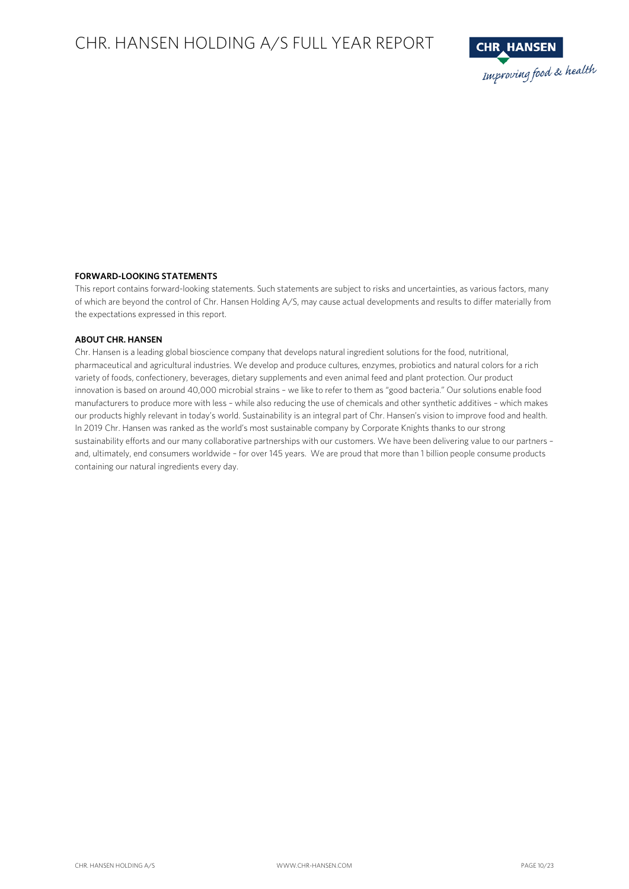**FORWARD-LOOKING STATEMENTS**

This report contains forward-looking statements. Such statements are subject to risks and uncertainties, as various factors, many of which are beyond the control of Chr. Hansen Holding A/S, may cause actual developments and results to differ materially from the expectations expressed in this report.

**ABOUT CHR. HANSEN**

Chr. Hansen is a leading global bioscience company that develops natural ingredient solutions for the food, nutritional, pharmaceutical and agricultural industries. We develop and produce cultures, enzymes, probiotics and natural colors for a rich variety of foods, confectionery, beverages, dietary supplements and even animal feed and plant protection. Our product innovation is based on around 40,000 microbial strains – we like to refer to them as "good bacteria." Our solutions enable food manufacturers to produce more with less – while also reducing the use of chemicals and other synthetic additives – which makes our products highly relevant in today's world. Sustainability is an integral part of Chr. Hansen's vision to improve food and health. In 2019 Chr. Hansen was ranked as the world's most sustainable company by Corporate Knights thanks to our strong sustainability efforts and our many collaborative partnerships with our customers. We have been delivering value to our partners – and, ultimately, end consumers worldwide – for over 145 years. We are proud that more than 1 billion people consume products containing our natural ingredients every day.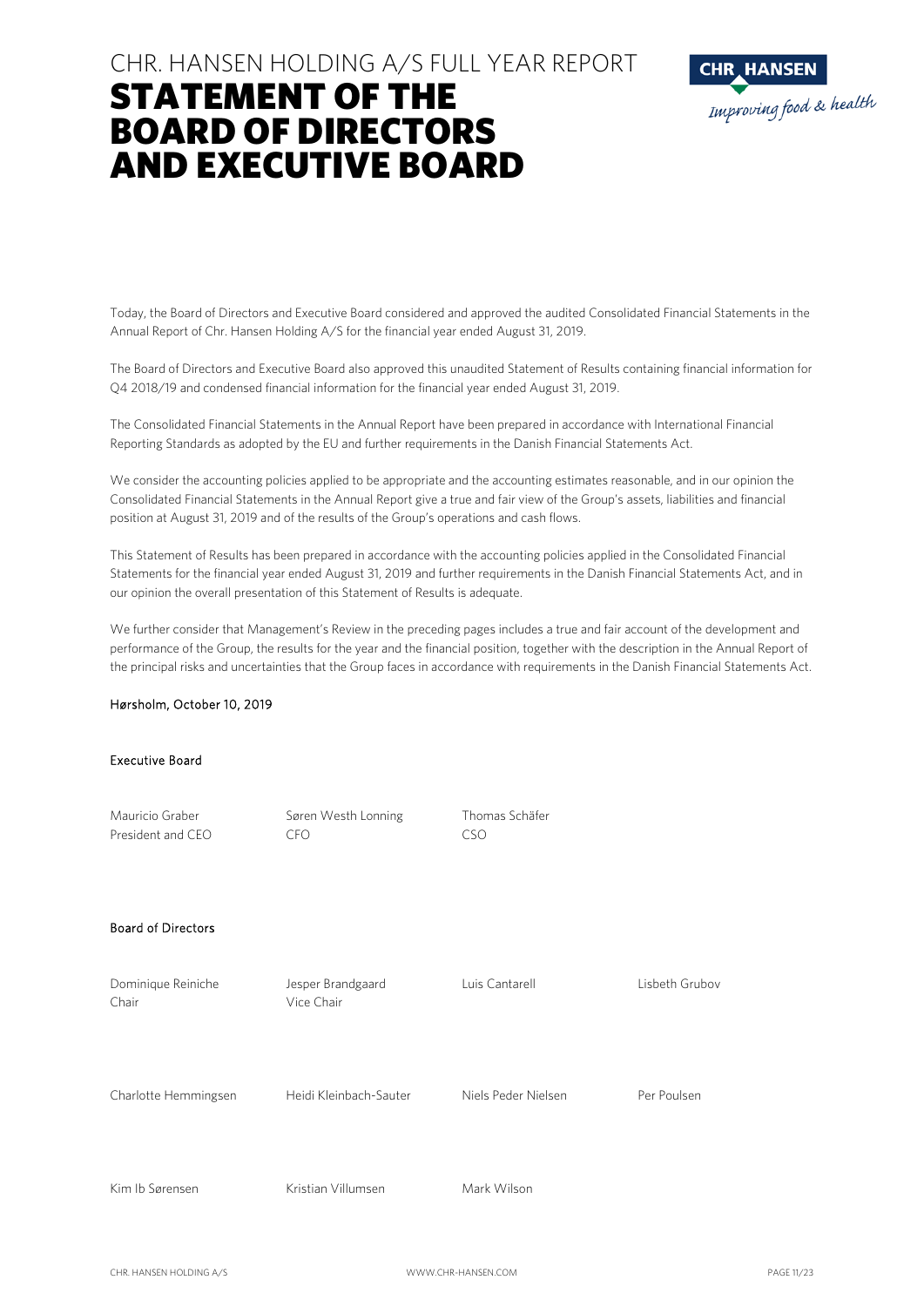CHR. HANSEN HOLDING A/S FULL YEAR REPORT

# STATEMENT OF THE BOARD OF DIRECTORS AND EXECUTIVE BOARD

Today, the Board of Directors and Executive Board considered and approved the audited Consolidated Financial Statements in the Annual Report of Chr. Hansen Holding A/S for the financial year ended August 31, 2019.

The Board of Directors and Executive Board also approved this unaudited Statement of Results containing financial information for Q4 2018/19 and condensed financial information for the financial year ended August 31, 2019.

The Consolidated Financial Statements in the Annual Report have been prepared in accordance with International Financial Reporting Standards as adopted by the EU and further requirements in the Danish Financial Statements Act.

We consider the accounting policies applied to be appropriate and the accounting estimates reasonable, and in our opinion the Consolidated Financial Statements in the Annual Report give a true and fair view of the Group's assets, liabilities and financial position at August 31, 2019 and of the results of the Group's operations and cash flows.

This Statement of Results has been prepared in accordance with the accounting policies applied in the Consolidated Financial Statements for the financial year ended August 31, 2019 and further requirements in the Danish Financial Statements Act, and in our opinion the overall presentation of this Statement of Results is adequate.

We further consider that Management's Review in the preceding pages includes a true and fair account of the development and performance of the Group, the results for the year and the financial position, together with the description in the Annual Report of the principal risks and uncertainties that the Group faces in accordance with requirements in the Danish Financial Statements Act.

Hørsholm, October 10, 2019

Executive Board

Mauricio Graber
President and CEO

Søren Westh Lonning
CFO

Thomas Schäfer
CSO

Board of Directors

Dominique Reiniche
Chair

Jesper Brandgaard
Vice Chair

Luis Cantarell

Lisbeth Grubov

Charlotte Hemmingsen

Heidi Kleinbach-Sauter

Niels Peder Nielsen

Per Poulsen

Kim Ib Sørensen

Kristian Villumsen

Mark Wilson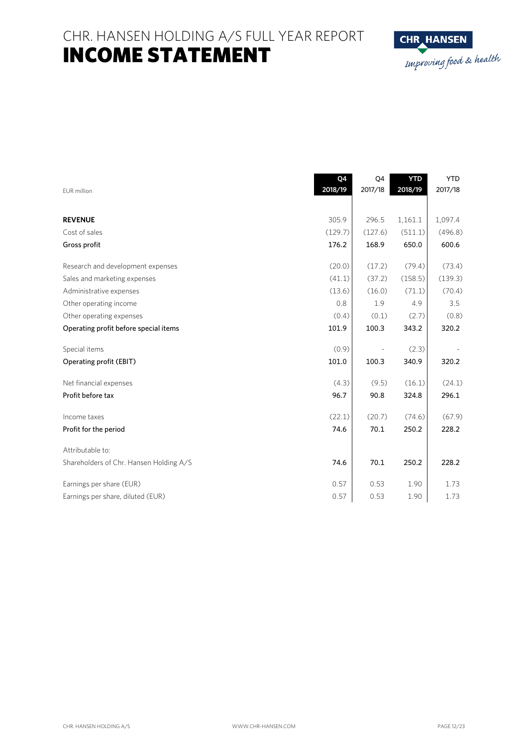# CHR. HANSEN HOLDING A/S FULL YEAR REPORT
# INCOME STATEMENT

| EUR million | Q4 2018/19 | Q4 2017/18 | YTD 2018/19 | YTD 2017/18 |
|---|---|---|---|---|
| **REVENUE** | 305.9 | 296.5 | 1,161.1 | 1,097.4 |
| Cost of sales | (129.7) | (127.6) | (511.1) | (496.8) |
| **Gross profit** | **176.2** | **168.9** | **650.0** | **600.6** |
| Research and development expenses | (20.0) | (17.2) | (79.4) | (73.4) |
| Sales and marketing expenses | (41.1) | (37.2) | (158.5) | (139.3) |
| Administrative expenses | (13.6) | (16.0) | (71.1) | (70.4) |
| Other operating income | 0.8 | 1.9 | 4.9 | 3.5 |
| Other operating expenses | (0.4) | (0.1) | (2.7) | (0.8) |
| **Operating profit before special items** | **101.9** | **100.3** | **343.2** | **320.2** |
| Special items | (0.9) | - | (2.3) | - |
| **Operating profit (EBIT)** | **101.0** | **100.3** | **340.9** | **320.2** |
| Net financial expenses | (4.3) | (9.5) | (16.1) | (24.1) |
| **Profit before tax** | **96.7** | **90.8** | **324.8** | **296.1** |
| Income taxes | (22.1) | (20.7) | (74.6) | (67.9) |
| **Profit for the period** | **74.6** | **70.1** | **250.2** | **228.2** |
| Attributable to: | | | | |
| Shareholders of Chr. Hansen Holding A/S | **74.6** | **70.1** | **250.2** | **228.2** |
| Earnings per share (EUR) | 0.57 | 0.53 | 1.90 | 1.73 |
| Earnings per share, diluted (EUR) | 0.57 | 0.53 | 1.90 | 1.73 |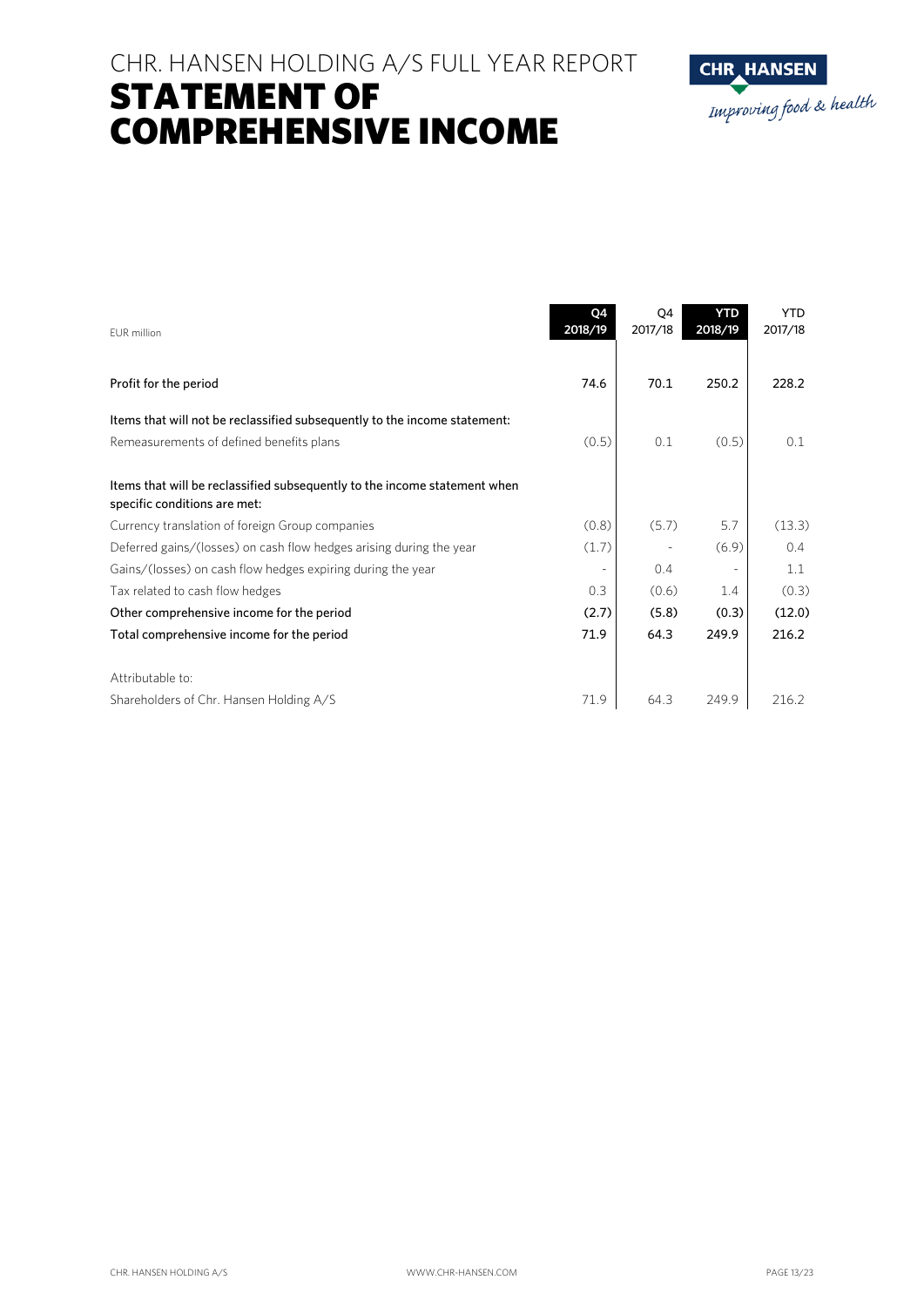CHR. HANSEN HOLDING A/S FULL YEAR REPORT

# STATEMENT OF COMPREHENSIVE INCOME

| EUR million | Q4 2018/19 | Q4 2017/18 | YTD 2018/19 | YTD 2017/18 |
|---|---|---|---|---|
| Profit for the period | 74.6 | 70.1 | 250.2 | 228.2 |
| Items that will not be reclassified subsequently to the income statement: | | | | |
| Remeasurements of defined benefits plans | (0.5) | 0.1 | (0.5) | 0.1 |
| Items that will be reclassified subsequently to the income statement when specific conditions are met: | | | | |
| Currency translation of foreign Group companies | (0.8) | (5.7) | 5.7 | (13.3) |
| Deferred gains/(losses) on cash flow hedges arising during the year | (1.7) | - | (6.9) | 0.4 |
| Gains/(losses) on cash flow hedges expiring during the year | - | 0.4 | - | 1.1 |
| Tax related to cash flow hedges | 0.3 | (0.6) | 1.4 | (0.3) |
| **Other comprehensive income for the period** | **(2.7)** | **(5.8)** | **(0.3)** | **(12.0)** |
| Total comprehensive income for the period | 71.9 | 64.3 | 249.9 | 216.2 |
| Attributable to: | | | | |
| Shareholders of Chr. Hansen Holding A/S | 71.9 | 64.3 | 249.9 | 216.2 |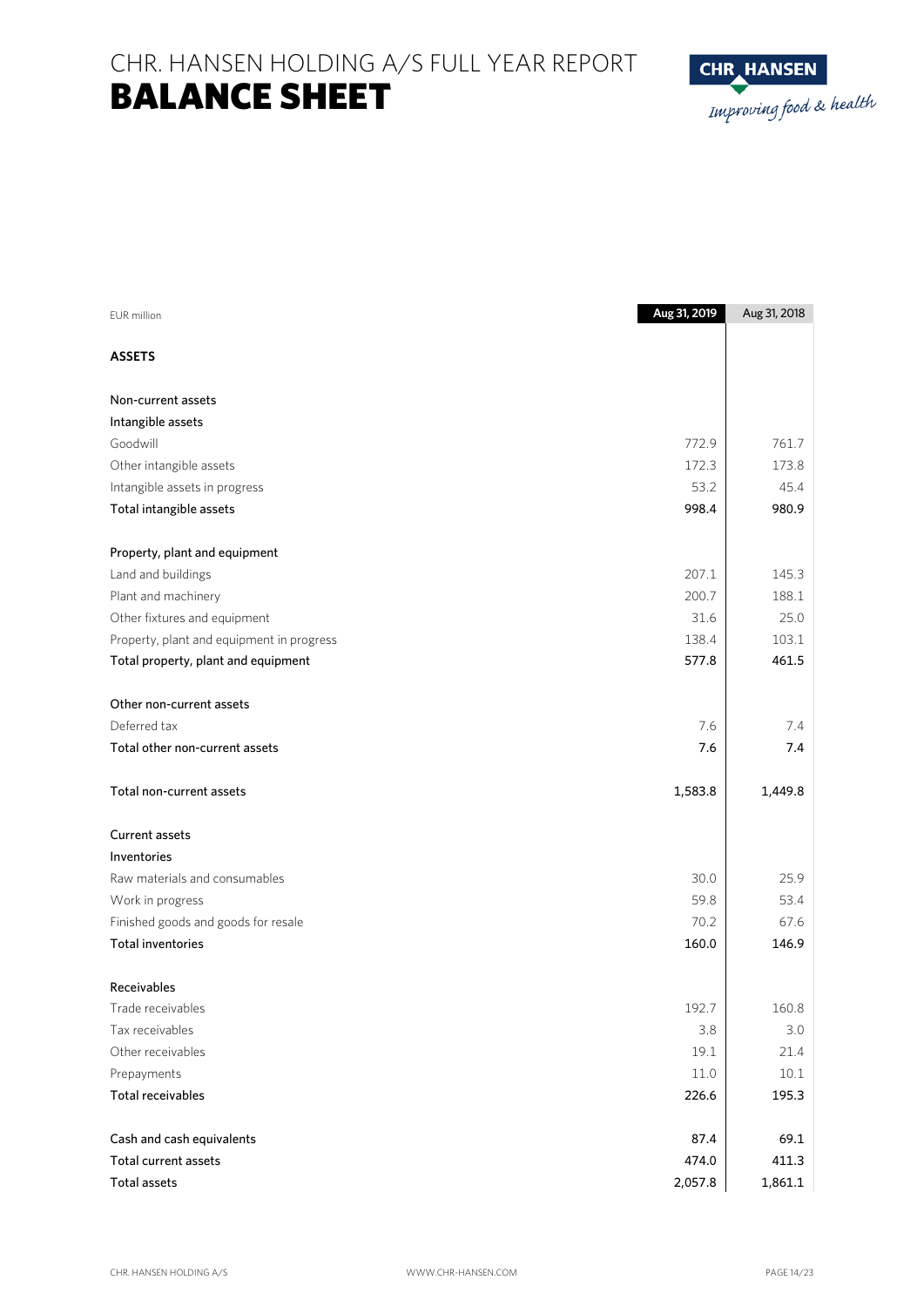# CHR. HANSEN HOLDING A/S FULL YEAR REPORT
# BALANCE SHEET

| EUR million | Aug 31, 2019 | Aug 31, 2018 |
|---|---|---|
| **ASSETS** | | |
| | | |
| Non-current assets | | |
| Intangible assets | | |
| Goodwill | 772.9 | 761.7 |
| Other intangible assets | 172.3 | 173.8 |
| Intangible assets in progress | 53.2 | 45.4 |
| Total intangible assets | 998.4 | 980.9 |
| | | |
| Property, plant and equipment | | |
| Land and buildings | 207.1 | 145.3 |
| Plant and machinery | 200.7 | 188.1 |
| Other fixtures and equipment | 31.6 | 25.0 |
| Property, plant and equipment in progress | 138.4 | 103.1 |
| Total property, plant and equipment | 577.8 | 461.5 |
| | | |
| Other non-current assets | | |
| Deferred tax | 7.6 | 7.4 |
| Total other non-current assets | 7.6 | 7.4 |
| | | |
| Total non-current assets | 1,583.8 | 1,449.8 |
| | | |
| Current assets | | |
| Inventories | | |
| Raw materials and consumables | 30.0 | 25.9 |
| Work in progress | 59.8 | 53.4 |
| Finished goods and goods for resale | 70.2 | 67.6 |
| Total inventories | 160.0 | 146.9 |
| | | |
| Receivables | | |
| Trade receivables | 192.7 | 160.8 |
| Tax receivables | 3.8 | 3.0 |
| Other receivables | 19.1 | 21.4 |
| Prepayments | 11.0 | 10.1 |
| Total receivables | 226.6 | 195.3 |
| | | |
| Cash and cash equivalents | 87.4 | 69.1 |
| Total current assets | 474.0 | 411.3 |
| Total assets | 2,057.8 | 1,861.1 |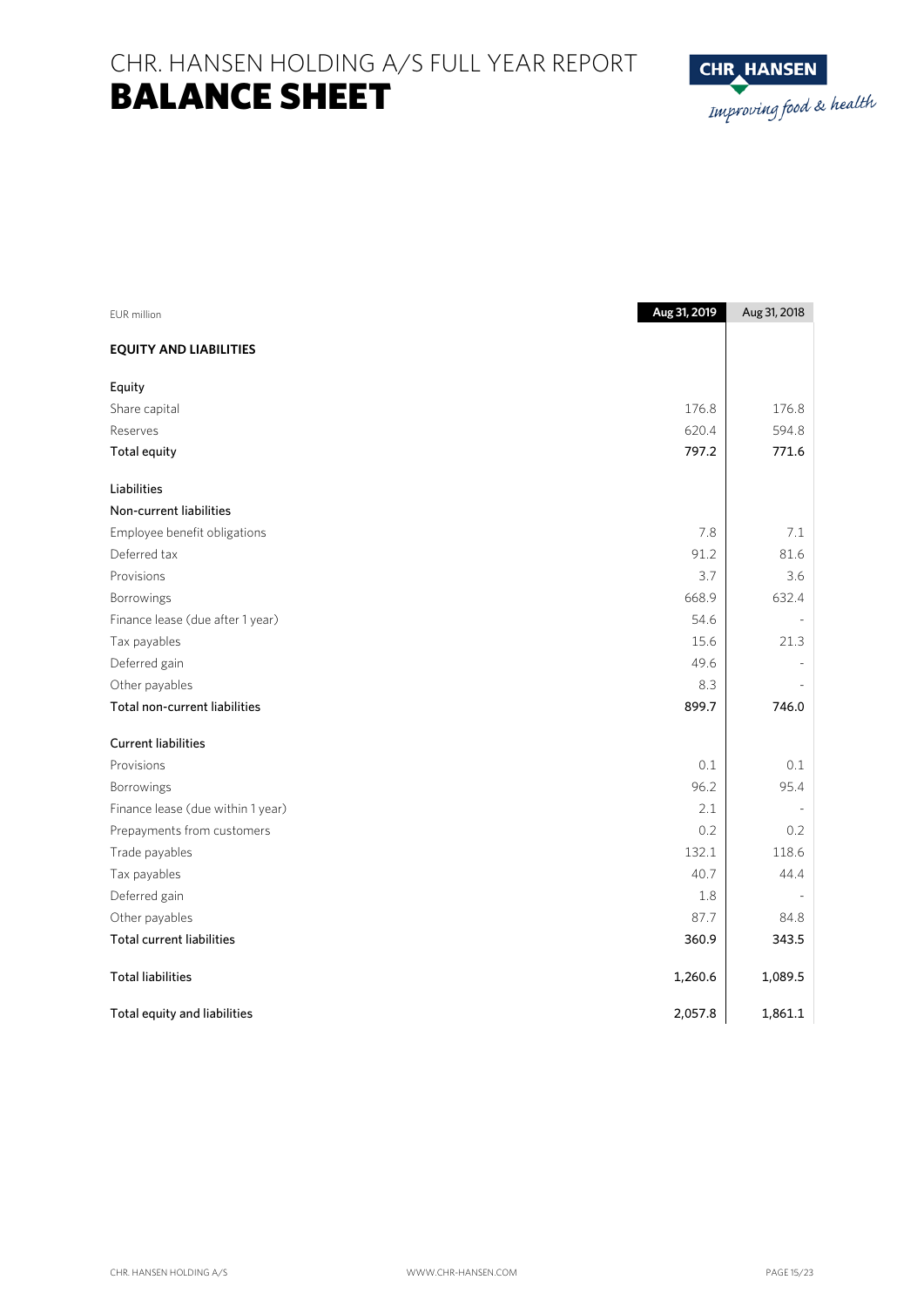# CHR. HANSEN HOLDING A/S FULL YEAR REPORT
# BALANCE SHEET

| EUR million | Aug 31, 2019 | Aug 31, 2018 |
|---|---|---|
| **EQUITY AND LIABILITIES** | | |
| Equity | | |
| Share capital | 176.8 | 176.8 |
| Reserves | 620.4 | 594.8 |
| **Total equity** | **797.2** | **771.6** |
| Liabilities | | |
| Non-current liabilities | | |
| Employee benefit obligations | 7.8 | 7.1 |
| Deferred tax | 91.2 | 81.6 |
| Provisions | 3.7 | 3.6 |
| Borrowings | 668.9 | 632.4 |
| Finance lease (due after 1 year) | 54.6 | - |
| Tax payables | 15.6 | 21.3 |
| Deferred gain | 49.6 | - |
| Other payables | 8.3 | - |
| **Total non-current liabilities** | **899.7** | **746.0** |
| Current liabilities | | |
| Provisions | 0.1 | 0.1 |
| Borrowings | 96.2 | 95.4 |
| Finance lease (due within 1 year) | 2.1 | - |
| Prepayments from customers | 0.2 | 0.2 |
| Trade payables | 132.1 | 118.6 |
| Tax payables | 40.7 | 44.4 |
| Deferred gain | 1.8 | - |
| Other payables | 87.7 | 84.8 |
| **Total current liabilities** | **360.9** | **343.5** |
| **Total liabilities** | **1,260.6** | **1,089.5** |
| **Total equity and liabilities** | **2,057.8** | **1,861.1** |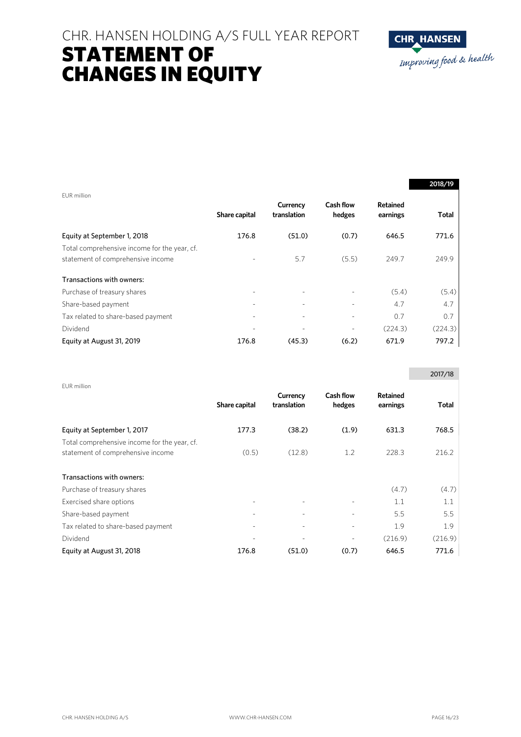# CHR. HANSEN HOLDING A/S FULL YEAR REPORT

# STATEMENT OF CHANGES IN EQUITY

**2018/19**

| EUR million | Share capital | Currency translation | Cash flow hedges | Retained earnings | Total |
|---|---|---|---|---|---|
| Equity at September 1, 2018 | 176.8 | (51.0) | (0.7) | 646.5 | 771.6 |
| Total comprehensive income for the year, cf. statement of comprehensive income | - | 5.7 | (5.5) | 249.7 | 249.9 |
| Transactions with owners: | | | | | |
| Purchase of treasury shares | - | - | - | (5.4) | (5.4) |
| Share-based payment | - | - | - | 4.7 | 4.7 |
| Tax related to share-based payment | - | - | - | 0.7 | 0.7 |
| Dividend | - | - | - | (224.3) | (224.3) |
| Equity at August 31, 2019 | 176.8 | (45.3) | (6.2) | 671.9 | 797.2 |

**2017/18**

| EUR million | Share capital | Currency translation | Cash flow hedges | Retained earnings | Total |
|---|---|---|---|---|---|
| Equity at September 1, 2017 | 177.3 | (38.2) | (1.9) | 631.3 | 768.5 |
| Total comprehensive income for the year, cf. statement of comprehensive income | (0.5) | (12.8) | 1.2 | 228.3 | 216.2 |
| Transactions with owners: | | | | | |
| Purchase of treasury shares | | | | (4.7) | (4.7) |
| Exercised share options | - | - | - | 1.1 | 1.1 |
| Share-based payment | - | - | - | 5.5 | 5.5 |
| Tax related to share-based payment | - | - | - | 1.9 | 1.9 |
| Dividend | - | - | - | (216.9) | (216.9) |
| Equity at August 31, 2018 | 176.8 | (51.0) | (0.7) | 646.5 | 771.6 |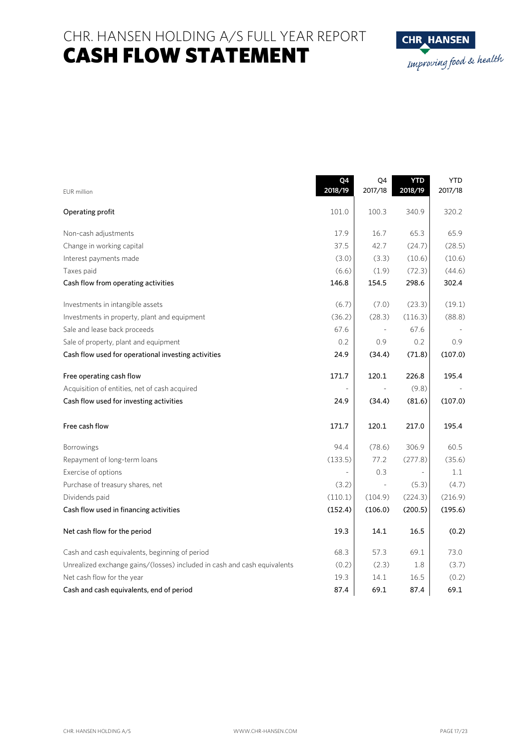# CHR. HANSEN HOLDING A/S FULL YEAR REPORT
# CASH FLOW STATEMENT

| EUR million | Q4 2018/19 | Q4 2017/18 | YTD 2018/19 | YTD 2017/18 |
|---|---|---|---|---|
| Operating profit | 101.0 | 100.3 | 340.9 | 320.2 |
| Non-cash adjustments | 17.9 | 16.7 | 65.3 | 65.9 |
| Change in working capital | 37.5 | 42.7 | (24.7) | (28.5) |
| Interest payments made | (3.0) | (3.3) | (10.6) | (10.6) |
| Taxes paid | (6.6) | (1.9) | (72.3) | (44.6) |
| **Cash flow from operating activities** | **146.8** | **154.5** | **298.6** | **302.4** |
| Investments in intangible assets | (6.7) | (7.0) | (23.3) | (19.1) |
| Investments in property, plant and equipment | (36.2) | (28.3) | (116.3) | (88.8) |
| Sale and lease back proceeds | 67.6 | - | 67.6 | - |
| Sale of property, plant and equipment | 0.2 | 0.9 | 0.2 | 0.9 |
| **Cash flow used for operational investing activities** | **24.9** | **(34.4)** | **(71.8)** | **(107.0)** |
| **Free operating cash flow** | **171.7** | **120.1** | **226.8** | **195.4** |
| Acquisition of entities, net of cash acquired | - | - | (9.8) | - |
| **Cash flow used for investing activities** | **24.9** | **(34.4)** | **(81.6)** | **(107.0)** |
| **Free cash flow** | **171.7** | **120.1** | **217.0** | **195.4** |
| Borrowings | 94.4 | (78.6) | 306.9 | 60.5 |
| Repayment of long-term loans | (133.5) | 77.2 | (277.8) | (35.6) |
| Exercise of options | - | 0.3 | - | 1.1 |
| Purchase of treasury shares, net | (3.2) | - | (5.3) | (4.7) |
| Dividends paid | (110.1) | (104.9) | (224.3) | (216.9) |
| **Cash flow used in financing activities** | **(152.4)** | **(106.0)** | **(200.5)** | **(195.6)** |
| **Net cash flow for the period** | **19.3** | **14.1** | **16.5** | **(0.2)** |
| Cash and cash equivalents, beginning of period | 68.3 | 57.3 | 69.1 | 73.0 |
| Unrealized exchange gains/(losses) included in cash and cash equivalents | (0.2) | (2.3) | 1.8 | (3.7) |
| Net cash flow for the year | 19.3 | 14.1 | 16.5 | (0.2) |
| **Cash and cash equivalents, end of period** | **87.4** | **69.1** | **87.4** | **69.1** |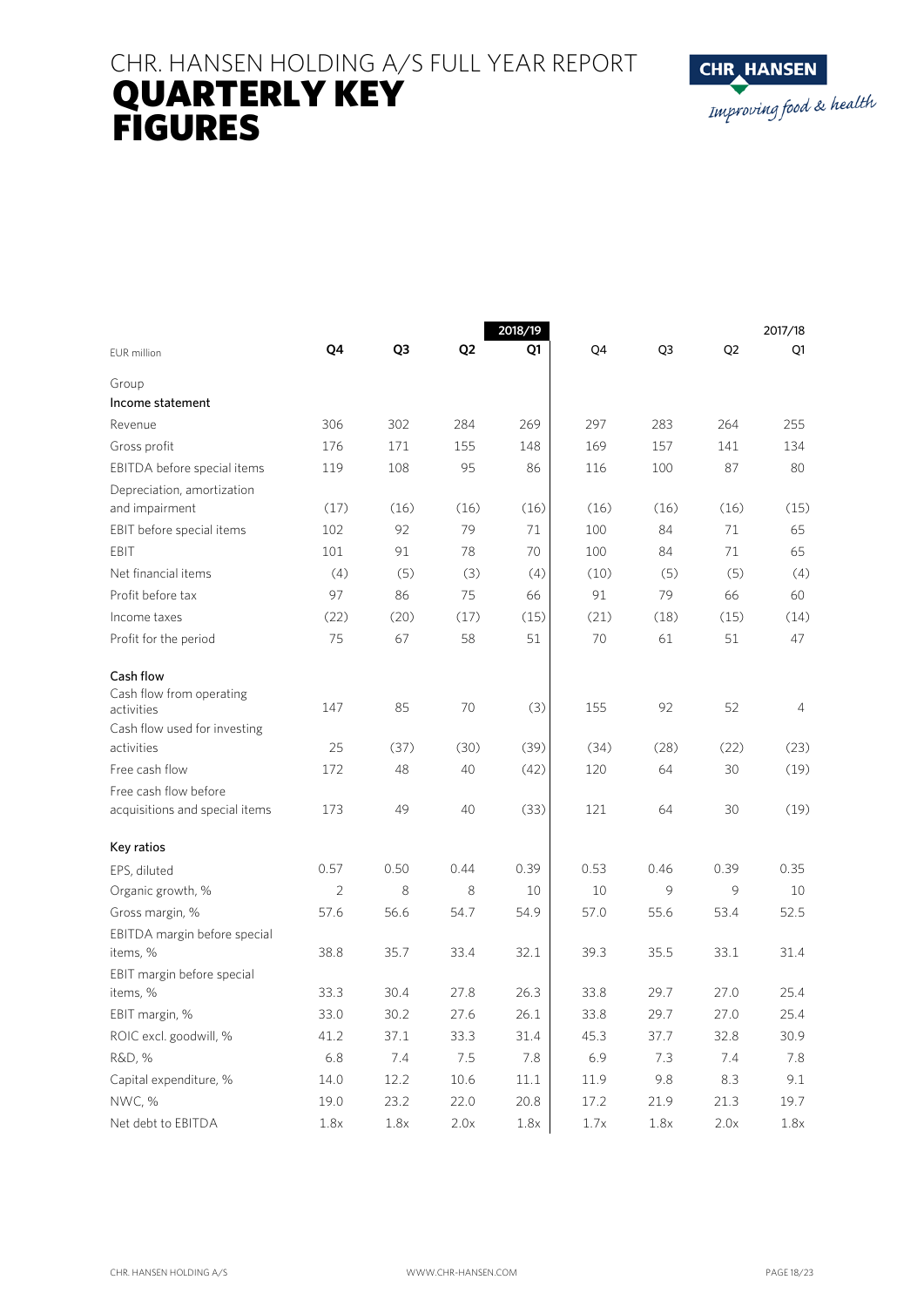# CHR. HANSEN HOLDING A/S FULL YEAR REPORT

# QUARTERLY KEY FIGURES

| EUR million | Q4 | Q3 | Q2 | 2018/19 Q1 | Q4 | Q3 | Q2 | 2017/18 Q1 |
|---|---|---|---|---|---|---|---|---|
| Group | | | | | | | | |
| **Income statement** | | | | | | | | |
| Revenue | 306 | 302 | 284 | 269 | 297 | 283 | 264 | 255 |
| Gross profit | 176 | 171 | 155 | 148 | 169 | 157 | 141 | 134 |
| EBITDA before special items | 119 | 108 | 95 | 86 | 116 | 100 | 87 | 80 |
| Depreciation, amortization and impairment | (17) | (16) | (16) | (16) | (16) | (16) | (16) | (15) |
| EBIT before special items | 102 | 92 | 79 | 71 | 100 | 84 | 71 | 65 |
| EBIT | 101 | 91 | 78 | 70 | 100 | 84 | 71 | 65 |
| Net financial items | (4) | (5) | (3) | (4) | (10) | (5) | (5) | (4) |
| Profit before tax | 97 | 86 | 75 | 66 | 91 | 79 | 66 | 60 |
| Income taxes | (22) | (20) | (17) | (15) | (21) | (18) | (15) | (14) |
| Profit for the period | 75 | 67 | 58 | 51 | 70 | 61 | 51 | 47 |
| **Cash flow** | | | | | | | | |
| Cash flow from operating activities | 147 | 85 | 70 | (3) | 155 | 92 | 52 | 4 |
| Cash flow used for investing activities | 25 | (37) | (30) | (39) | (34) | (28) | (22) | (23) |
| Free cash flow | 172 | 48 | 40 | (42) | 120 | 64 | 30 | (19) |
| Free cash flow before acquisitions and special items | 173 | 49 | 40 | (33) | 121 | 64 | 30 | (19) |
| **Key ratios** | | | | | | | | |
| EPS, diluted | 0.57 | 0.50 | 0.44 | 0.39 | 0.53 | 0.46 | 0.39 | 0.35 |
| Organic growth, % | 2 | 8 | 8 | 10 | 10 | 9 | 9 | 10 |
| Gross margin, % | 57.6 | 56.6 | 54.7 | 54.9 | 57.0 | 55.6 | 53.4 | 52.5 |
| EBITDA margin before special items, % | 38.8 | 35.7 | 33.4 | 32.1 | 39.3 | 35.5 | 33.1 | 31.4 |
| EBIT margin before special items, % | 33.3 | 30.4 | 27.8 | 26.3 | 33.8 | 29.7 | 27.0 | 25.4 |
| EBIT margin, % | 33.0 | 30.2 | 27.6 | 26.1 | 33.8 | 29.7 | 27.0 | 25.4 |
| ROIC excl. goodwill, % | 41.2 | 37.1 | 33.3 | 31.4 | 45.3 | 37.7 | 32.8 | 30.9 |
| R&D, % | 6.8 | 7.4 | 7.5 | 7.8 | 6.9 | 7.3 | 7.4 | 7.8 |
| Capital expenditure, % | 14.0 | 12.2 | 10.6 | 11.1 | 11.9 | 9.8 | 8.3 | 9.1 |
| NWC, % | 19.0 | 23.2 | 22.0 | 20.8 | 17.2 | 21.9 | 21.3 | 19.7 |
| Net debt to EBITDA | 1.8x | 1.8x | 2.0x | 1.8x | 1.7x | 1.8x | 2.0x | 1.8x |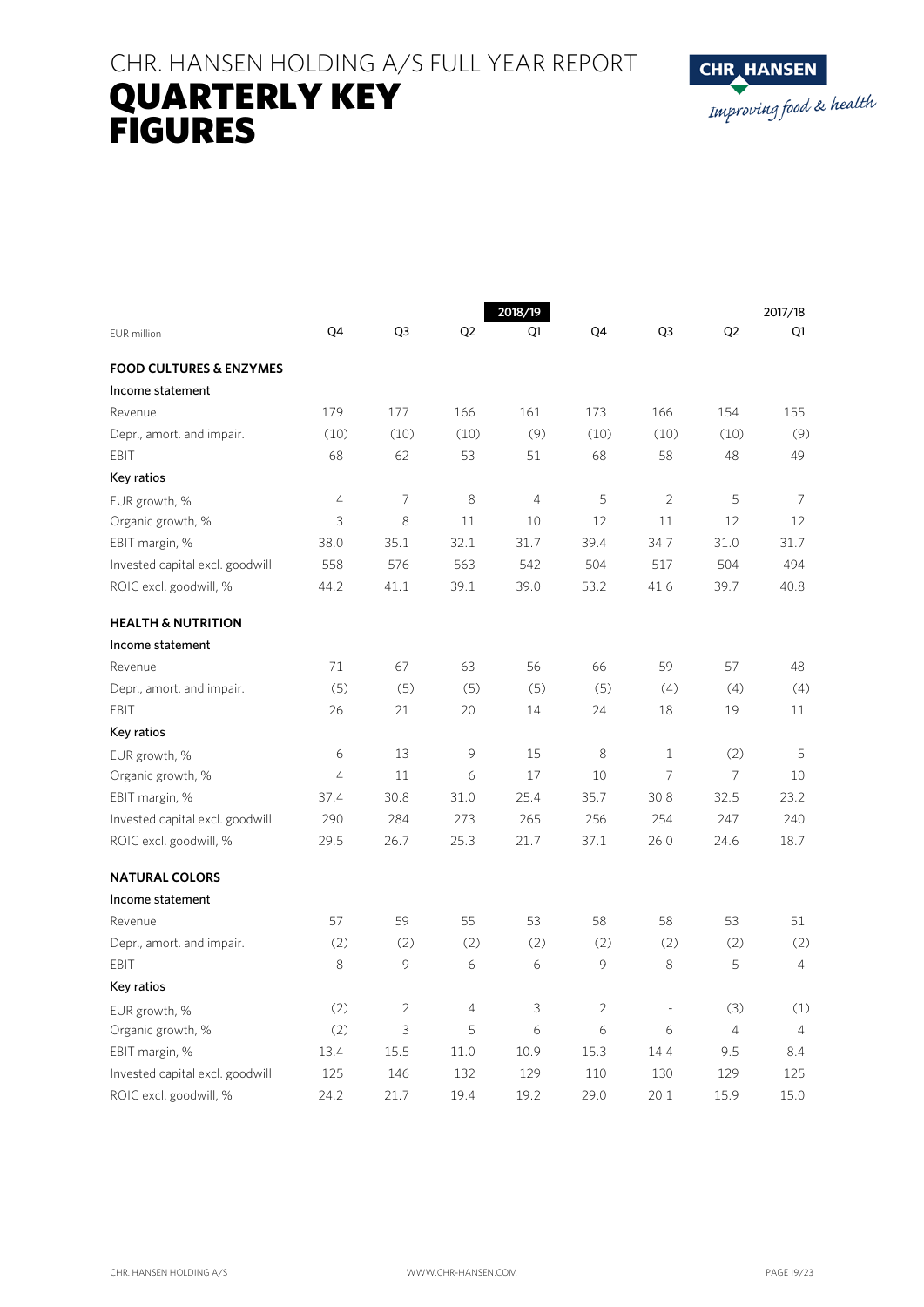# CHR. HANSEN HOLDING A/S FULL YEAR REPORT

# QUARTERLY KEY FIGURES

| EUR million | Q4 | Q3 | Q2 | 2018/19 Q1 | Q4 | Q3 | Q2 | 2017/18 Q1 |
|---|---|---|---|---|---|---|---|---|
| **FOOD CULTURES & ENZYMES** | | | | | | | | |
| Income statement | | | | | | | | |
| Revenue | 179 | 177 | 166 | 161 | 173 | 166 | 154 | 155 |
| Depr., amort. and impair. | (10) | (10) | (10) | (9) | (10) | (10) | (10) | (9) |
| EBIT | 68 | 62 | 53 | 51 | 68 | 58 | 48 | 49 |
| Key ratios | | | | | | | | |
| EUR growth, % | 4 | 7 | 8 | 4 | 5 | 2 | 5 | 7 |
| Organic growth, % | 3 | 8 | 11 | 10 | 12 | 11 | 12 | 12 |
| EBIT margin, % | 38.0 | 35.1 | 32.1 | 31.7 | 39.4 | 34.7 | 31.0 | 31.7 |
| Invested capital excl. goodwill | 558 | 576 | 563 | 542 | 504 | 517 | 504 | 494 |
| ROIC excl. goodwill, % | 44.2 | 41.1 | 39.1 | 39.0 | 53.2 | 41.6 | 39.7 | 40.8 |
| **HEALTH & NUTRITION** | | | | | | | | |
| Income statement | | | | | | | | |
| Revenue | 71 | 67 | 63 | 56 | 66 | 59 | 57 | 48 |
| Depr., amort. and impair. | (5) | (5) | (5) | (5) | (5) | (4) | (4) | (4) |
| EBIT | 26 | 21 | 20 | 14 | 24 | 18 | 19 | 11 |
| Key ratios | | | | | | | | |
| EUR growth, % | 6 | 13 | 9 | 15 | 8 | 1 | (2) | 5 |
| Organic growth, % | 4 | 11 | 6 | 17 | 10 | 7 | 7 | 10 |
| EBIT margin, % | 37.4 | 30.8 | 31.0 | 25.4 | 35.7 | 30.8 | 32.5 | 23.2 |
| Invested capital excl. goodwill | 290 | 284 | 273 | 265 | 256 | 254 | 247 | 240 |
| ROIC excl. goodwill, % | 29.5 | 26.7 | 25.3 | 21.7 | 37.1 | 26.0 | 24.6 | 18.7 |
| **NATURAL COLORS** | | | | | | | | |
| Income statement | | | | | | | | |
| Revenue | 57 | 59 | 55 | 53 | 58 | 58 | 53 | 51 |
| Depr., amort. and impair. | (2) | (2) | (2) | (2) | (2) | (2) | (2) | (2) |
| EBIT | 8 | 9 | 6 | 6 | 9 | 8 | 5 | 4 |
| Key ratios | | | | | | | | |
| EUR growth, % | (2) | 2 | 4 | 3 | 2 | - | (3) | (1) |
| Organic growth, % | (2) | 3 | 5 | 6 | 6 | 6 | 4 | 4 |
| EBIT margin, % | 13.4 | 15.5 | 11.0 | 10.9 | 15.3 | 14.4 | 9.5 | 8.4 |
| Invested capital excl. goodwill | 125 | 146 | 132 | 129 | 110 | 130 | 129 | 125 |
| ROIC excl. goodwill, % | 24.2 | 21.7 | 19.4 | 19.2 | 29.0 | 20.1 | 15.9 | 15.0 |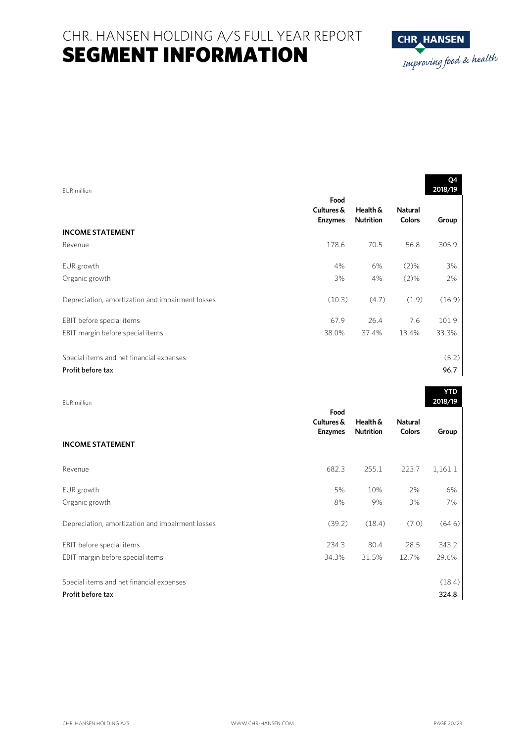# CHR. HANSEN HOLDING A/S FULL YEAR REPORT

# SEGMENT INFORMATION

| EUR million | Food Cultures & Enzymes | Health & Nutrition | Natural Colors | Q4 2018/19 Group |
|---|---|---|---|---|
| **INCOME STATEMENT** | | | | |
| Revenue | 178.6 | 70.5 | 56.8 | 305.9 |
| EUR growth | 4% | 6% | (2)% | 3% |
| Organic growth | 3% | 4% | (2)% | 2% |
| Depreciation, amortization and impairment losses | (10.3) | (4.7) | (1.9) | (16.9) |
| EBIT before special items | 67.9 | 26.4 | 7.6 | 101.9 |
| EBIT margin before special items | 38.0% | 37.4% | 13.4% | 33.3% |
| Special items and net financial expenses | | | | (5.2) |
| Profit before tax | | | | 96.7 |

| EUR million | Food Cultures & Enzymes | Health & Nutrition | Natural Colors | YTD 2018/19 Group |
|---|---|---|---|---|
| **INCOME STATEMENT** | | | | |
| Revenue | 682.3 | 255.1 | 223.7 | 1,161.1 |
| EUR growth | 5% | 10% | 2% | 6% |
| Organic growth | 8% | 9% | 3% | 7% |
| Depreciation, amortization and impairment losses | (39.2) | (18.4) | (7.0) | (64.6) |
| EBIT before special items | 234.3 | 80.4 | 28.5 | 343.2 |
| EBIT margin before special items | 34.3% | 31.5% | 12.7% | 29.6% |
| Special items and net financial expenses | | | | (18.4) |
| Profit before tax | | | | 324.8 |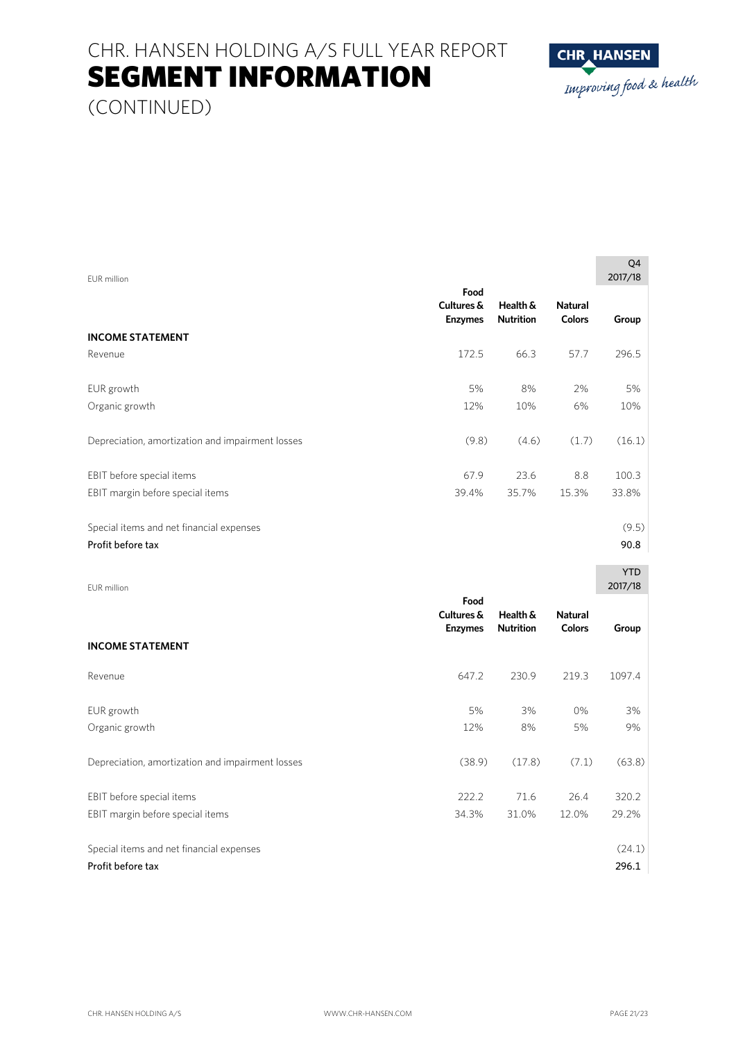# CHR. HANSEN HOLDING A/S FULL YEAR REPORT
# SEGMENT INFORMATION
(CONTINUED)

| EUR million | | | | Q4 2017/18 |
|---|---|---|---|---|
| | Food Cultures & Enzymes | Health & Nutrition | Natural Colors | Group |
| **INCOME STATEMENT** | | | | |
| Revenue | 172.5 | 66.3 | 57.7 | 296.5 |
| EUR growth | 5% | 8% | 2% | 5% |
| Organic growth | 12% | 10% | 6% | 10% |
| Depreciation, amortization and impairment losses | (9.8) | (4.6) | (1.7) | (16.1) |
| EBIT before special items | 67.9 | 23.6 | 8.8 | 100.3 |
| EBIT margin before special items | 39.4% | 35.7% | 15.3% | 33.8% |
| Special items and net financial expenses | | | | (9.5) |
| Profit before tax | | | | 90.8 |

| EUR million | | | | YTD 2017/18 |
|---|---|---|---|---|
| | Food Cultures & Enzymes | Health & Nutrition | Natural Colors | Group |
| **INCOME STATEMENT** | | | | |
| Revenue | 647.2 | 230.9 | 219.3 | 1097.4 |
| EUR growth | 5% | 3% | 0% | 3% |
| Organic growth | 12% | 8% | 5% | 9% |
| Depreciation, amortization and impairment losses | (38.9) | (17.8) | (7.1) | (63.8) |
| EBIT before special items | 222.2 | 71.6 | 26.4 | 320.2 |
| EBIT margin before special items | 34.3% | 31.0% | 12.0% | 29.2% |
| Special items and net financial expenses | | | | (24.1) |
| Profit before tax | | | | 296.1 |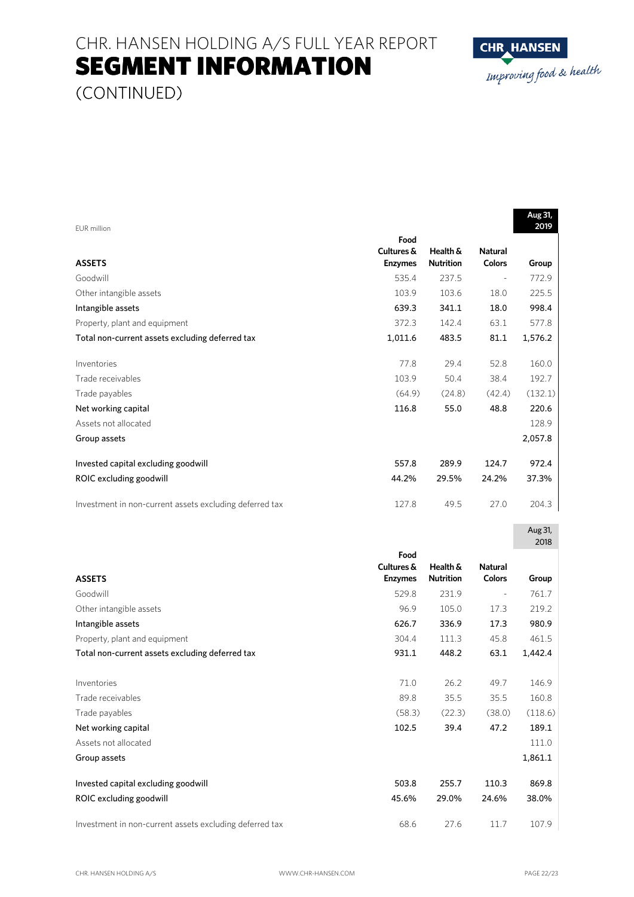# SEGMENT INFORMATION (CONTINUED)

EUR million

**Aug 31, 2019**

| ASSETS | Food Cultures & Enzymes | Health & Nutrition | Natural Colors | Group |
|---|---|---|---|---|
| Goodwill | 535.4 | 237.5 | - | 772.9 |
| Other intangible assets | 103.9 | 103.6 | 18.0 | 225.5 |
| **Intangible assets** | **639.3** | **341.1** | **18.0** | **998.4** |
| Property, plant and equipment | 372.3 | 142.4 | 63.1 | 577.8 |
| **Total non-current assets excluding deferred tax** | **1,011.6** | **483.5** | **81.1** | **1,576.2** |
| | | | | |
| Inventories | 77.8 | 29.4 | 52.8 | 160.0 |
| Trade receivables | 103.9 | 50.4 | 38.4 | 192.7 |
| Trade payables | (64.9) | (24.8) | (42.4) | (132.1) |
| **Net working capital** | **116.8** | **55.0** | **48.8** | **220.6** |
| Assets not allocated | | | | 128.9 |
| **Group assets** | | | | **2,057.8** |
| | | | | |
| **Invested capital excluding goodwill** | **557.8** | **289.9** | **124.7** | **972.4** |
| **ROIC excluding goodwill** | **44.2%** | **29.5%** | **24.2%** | **37.3%** |
| | | | | |
| Investment in non-current assets excluding deferred tax | 127.8 | 49.5 | 27.0 | 204.3 |

**Aug 31, 2018**

| ASSETS | Food Cultures & Enzymes | Health & Nutrition | Natural Colors | Group |
|---|---|---|---|---|
| Goodwill | 529.8 | 231.9 | - | 761.7 |
| Other intangible assets | 96.9 | 105.0 | 17.3 | 219.2 |
| **Intangible assets** | **626.7** | **336.9** | **17.3** | **980.9** |
| Property, plant and equipment | 304.4 | 111.3 | 45.8 | 461.5 |
| **Total non-current assets excluding deferred tax** | **931.1** | **448.2** | **63.1** | **1,442.4** |
| | | | | |
| Inventories | 71.0 | 26.2 | 49.7 | 146.9 |
| Trade receivables | 89.8 | 35.5 | 35.5 | 160.8 |
| Trade payables | (58.3) | (22.3) | (38.0) | (118.6) |
| **Net working capital** | **102.5** | **39.4** | **47.2** | **189.1** |
| Assets not allocated | | | | 111.0 |
| **Group assets** | | | | **1,861.1** |
| | | | | |
| **Invested capital excluding goodwill** | **503.8** | **255.7** | **110.3** | **869.8** |
| **ROIC excluding goodwill** | **45.6%** | **29.0%** | **24.6%** | **38.0%** |
| | | | | |
| Investment in non-current assets excluding deferred tax | 68.6 | 27.6 | 11.7 | 107.9 |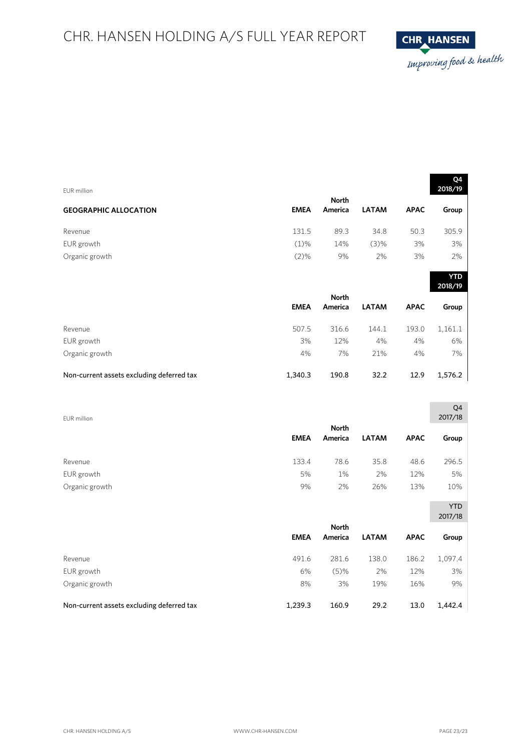EUR million

| GEOGRAPHIC ALLOCATION | EMEA | North America | LATAM | APAC | Q4 2018/19 Group |
|---|---|---|---|---|---|
| Revenue | 131.5 | 89.3 | 34.8 | 50.3 | 305.9 |
| EUR growth | (1)% | 14% | (3)% | 3% | 3% |
| Organic growth | (2)% | 9% | 2% | 3% | 2% |

| | EMEA | North America | LATAM | APAC | YTD 2018/19 Group |
|---|---|---|---|---|---|
| Revenue | 507.5 | 316.6 | 144.1 | 193.0 | 1,161.1 |
| EUR growth | 3% | 12% | 4% | 4% | 6% |
| Organic growth | 4% | 7% | 21% | 4% | 7% |
| **Non-current assets excluding deferred tax** | **1,340.3** | **190.8** | **32.2** | **12.9** | **1,576.2** |

EUR million

| | EMEA | North America | LATAM | APAC | Q4 2017/18 Group |
|---|---|---|---|---|---|
| Revenue | 133.4 | 78.6 | 35.8 | 48.6 | 296.5 |
| EUR growth | 5% | 1% | 2% | 12% | 5% |
| Organic growth | 9% | 2% | 26% | 13% | 10% |

| | EMEA | North America | LATAM | APAC | YTD 2017/18 Group |
|---|---|---|---|---|---|
| Revenue | 491.6 | 281.6 | 138.0 | 186.2 | 1,097.4 |
| EUR growth | 6% | (5)% | 2% | 12% | 3% |
| Organic growth | 8% | 3% | 19% | 16% | 9% |
| **Non-current assets excluding deferred tax** | **1,239.3** | **160.9** | **29.2** | **13.0** | **1,442.4** |